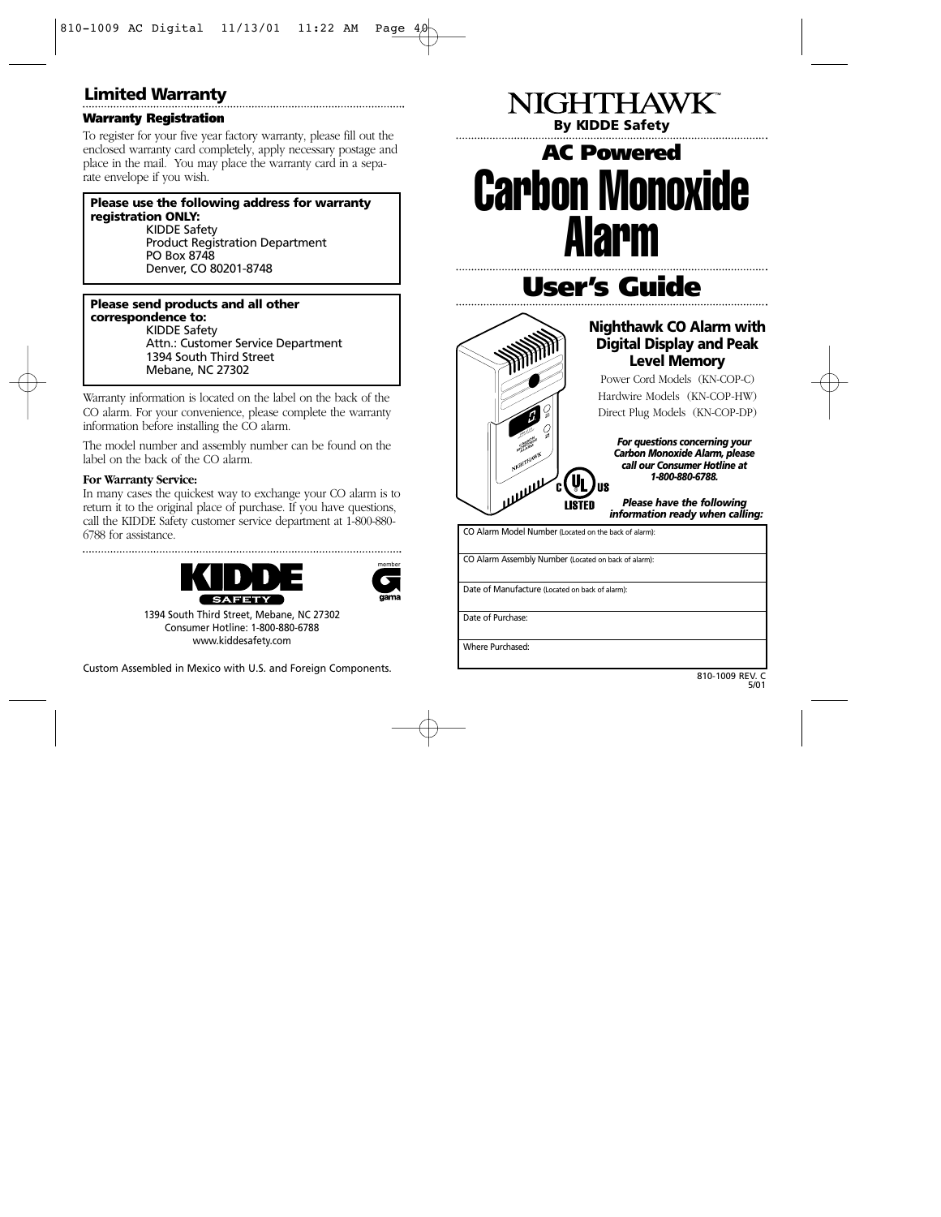## Limited Warranty

### Warranty Registration

To register for your five year factory warranty, please fill out the enclosed warranty card completely, apply necessary postage and place in the mail. You may place the warranty card in a separate envelope if you wish.

**Please use the following address for warranty registration ONLY:**
KIDDE Safety
Product Registration Department
PO Box 8748
Denver, CO 80201-8748

**Please send products and all other correspondence to:**
KIDDE Safety
Attn.: Customer Service Department
1394 South Third Street
Mebane, NC 27302

Warranty information is located on the label on the back of the CO alarm. For your convenience, please complete the warranty information before installing the CO alarm.

The model number and assembly number can be found on the label on the back of the CO alarm.

**For Warranty Service:**
In many cases the quickest way to exchange your CO alarm is to return it to the original place of purchase. If you have questions, call the KIDDE Safety customer service department at 1-800-880-6788 for assistance.

KIDDE SAFETY

member gama

1394 South Third Street, Mebane, NC 27302
Consumer Hotline: 1-800-880-6788
www.kiddesafety.com

Custom Assembled in Mexico with U.S. and Foreign Components.

# NIGHTHAWK™

**By KIDDE Safety**

## AC Powered

# Carbon Monoxide Alarm

## User's Guide

### Nighthawk CO Alarm with Digital Display and Peak Level Memory

Power Cord Models (KN-COP-C)
Hardwire Models (KN-COP-HW)
Direct Plug Models (KN-COP-DP)

C UL US LISTED

***For questions concerning your Carbon Monoxide Alarm, please call our Consumer Hotline at 1-800-880-6788.***

***Please have the following information ready when calling:***

| |
|---|
| CO Alarm Model Number (Located on the back of alarm): |
| CO Alarm Assembly Number (Located on back of alarm): |
| Date of Manufacture (Located on back of alarm): |
| Date of Purchase: |
| Where Purchased: |

810-1009 REV. C
5/01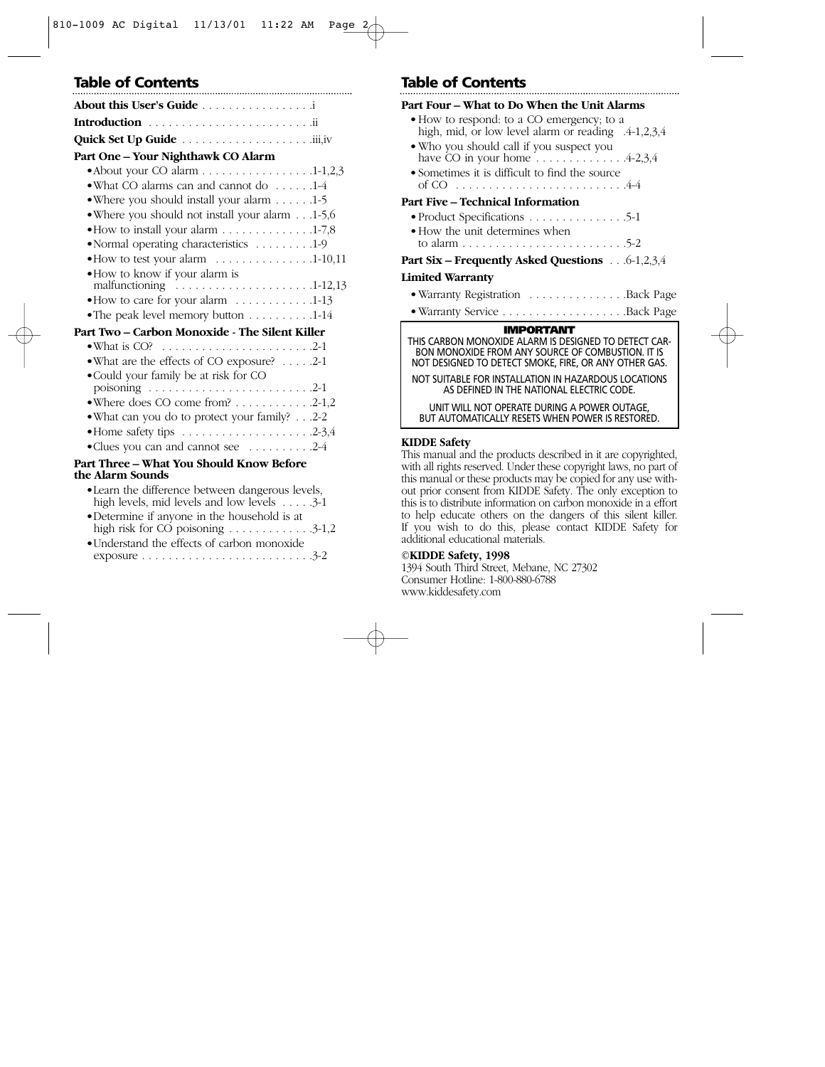## Table of Contents

**About this User's Guide** . . . . . . . . . . . . . . . . .i

**Introduction** . . . . . . . . . . . . . . . . . . . . . . . . .ii

**Quick Set Up Guide** . . . . . . . . . . . . . . . . . . . .iii,iv

**Part One – Your Nighthawk CO Alarm**

- About your CO alarm . . . . . . . . . . . . . . . . .1-1,2,3
- What CO alarms can and cannot do . . . . . .1-4
- Where you should install your alarm . . . . . .1-5
- Where you should not install your alarm . . .1-5,6
- How to install your alarm . . . . . . . . . . . . . .1-7,8
- Normal operating characteristics . . . . . . . . .1-9
- How to test your alarm . . . . . . . . . . . . . . .1-10,11
- How to know if your alarm is malfunctioning . . . . . . . . . . . . . . . . . . . .1-12,13
- How to care for your alarm . . . . . . . . . . . .1-13
- The peak level memory button . . . . . . . . . .1-14

**Part Two – Carbon Monoxide - The Silent Killer**

- What is CO? . . . . . . . . . . . . . . . . . . . . . . .2-1
- What are the effects of CO exposure? . . . . .2-1
- Could your family be at risk for CO poisoning . . . . . . . . . . . . . . . . . . . . . . . .2-1
- Where does CO come from? . . . . . . . . . . . .2-1,2
- What can you do to protect your family? . . .2-2
- Home safety tips . . . . . . . . . . . . . . . . . . . .2-3,4
- Clues you can and cannot see . . . . . . . . . .2-4

**Part Three – What You Should Know Before the Alarm Sounds**

- Learn the difference between dangerous levels, high levels, mid levels and low levels . . . . .3-1
- Determine if anyone in the household is at high risk for CO poisoning . . . . . . . . . . . . .3-1,2
- Understand the effects of carbon monoxide exposure . . . . . . . . . . . . . . . . . . . . . . . . . .3-2

## Table of Contents

**Part Four – What to Do When the Unit Alarms**

- How to respond: to a CO emergency; to a high, mid, or low level alarm or reading .4-1,2,3,4
- Who you should call if you suspect you have CO in your home . . . . . . . . . . . . . .4-2,3,4
- Sometimes it is difficult to find the source of CO . . . . . . . . . . . . . . . . . . . . . . . . . .4-4

**Part Five – Technical Information**

- Product Specifications . . . . . . . . . . . . . . .5-1
- How the unit determines when to alarm . . . . . . . . . . . . . . . . . . . . . . . . .5-2

**Part Six – Frequently Asked Questions** . . .6-1,2,3,4

**Limited Warranty**

- Warranty Registration . . . . . . . . . . . . . . .Back Page
- Warranty Service . . . . . . . . . . . . . . . . . . .Back Page

**IMPORTANT**

THIS CARBON MONOXIDE ALARM IS DESIGNED TO DETECT CARBON MONOXIDE FROM ANY SOURCE OF COMBUSTION. IT IS NOT DESIGNED TO DETECT SMOKE, FIRE, OR ANY OTHER GAS.

NOT SUITABLE FOR INSTALLATION IN HAZARDOUS LOCATIONS AS DEFINED IN THE NATIONAL ELECTRIC CODE.

UNIT WILL NOT OPERATE DURING A POWER OUTAGE, BUT AUTOMATICALLY RESETS WHEN POWER IS RESTORED.

**KIDDE Safety**

This manual and the products described in it are copyrighted, with all rights reserved. Under these copyright laws, no part of this manual or these products may be copied for any use without prior consent from KIDDE Safety. The only exception to this is to distribute information on carbon monoxide in a effort to help educate others on the dangers of this silent killer. If you wish to do this, please contact KIDDE Safety for additional educational materials.

**©KIDDE Safety, 1998**

1394 South Third Street, Mebane, NC 27302
Consumer Hotline: 1-800-880-6788
www.kiddesafety.com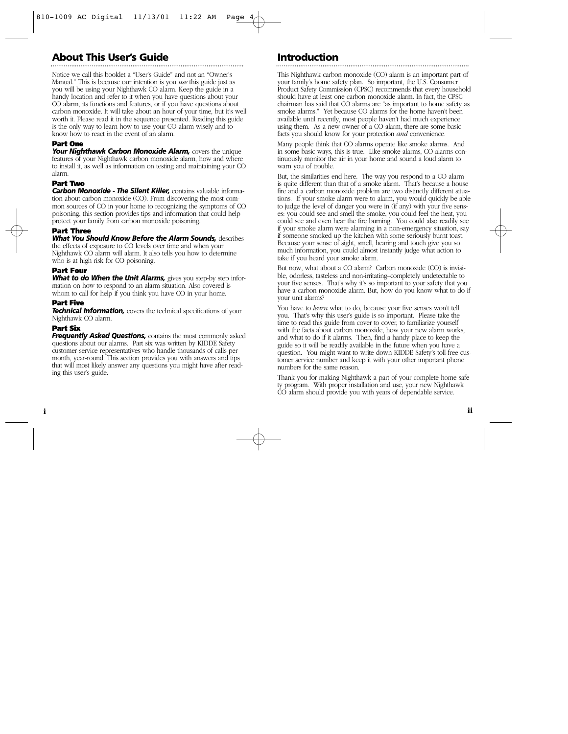## About This User's Guide

Notice we call this booklet a "User's Guide" and not an "Owner's Manual." This is because our intention is you *use* this guide just as you will be using your Nighthawk CO alarm. Keep the guide in a handy location and refer to it when you have questions about your CO alarm, its functions and features, or if you have questions about carbon monoxide. It will take about an hour of your time, but it's well worth it. Please read it in the sequence presented. Reading this guide is the only way to learn how to use your CO alarm wisely and to know how to react in the event of an alarm.

**Part One**
***Your Nighthawk Carbon Monoxide Alarm,*** covers the unique features of your Nighthawk carbon monoxide alarm, how and where to install it, as well as information on testing and maintaining your CO alarm.

**Part Two**
***Carbon Monoxide - The Silent Killer,*** contains valuable information about carbon monoxide (CO). From discovering the most common sources of CO in your home to recognizing the symptoms of CO poisoning, this section provides tips and information that could help protect your family from carbon monoxide poisoning.

**Part Three**
***What You Should Know Before the Alarm Sounds,*** describes the effects of exposure to CO levels over time and when your Nighthawk CO alarm will alarm. It also tells you how to determine who is at high risk for CO poisoning.

**Part Four**
***What to do When the Unit Alarms,*** gives you step-by step information on how to respond to an alarm situation. Also covered is whom to call for help if you think you have CO in your home.

**Part Five**
***Technical Information,*** covers the technical specifications of your Nighthawk CO alarm.

**Part Six**
***Frequently Asked Questions,*** contains the most commonly asked questions about our alarms. Part six was written by KIDDE Safety customer service representatives who handle thousands of calls per month, year-round. This section provides you with answers and tips that will most likely answer any questions you might have after reading this user's guide.

## Introduction

This Nighthawk carbon monoxide (CO) alarm is an important part of your family's home safety plan. So important, the U.S. Consumer Product Safety Commission (CPSC) recommends that every household should have at least one carbon monoxide alarm. In fact, the CPSC chairman has said that CO alarms are "as important to home safety as smoke alarms." Yet because CO alarms for the home haven't been available until recently, most people haven't had much experience using them. As a new owner of a CO alarm, there are some basic facts you should know for your protection *and* convenience.

Many people think that CO alarms operate like smoke alarms. And in some basic ways, this is true. Like smoke alarms, CO alarms continuously monitor the air in your home and sound a loud alarm to warn you of trouble.

But, the similarities end here. The way you respond to a CO alarm is quite different than that of a smoke alarm. That's because a house fire and a carbon monoxide problem are two distinctly different situations. If your smoke alarm were to alarm, you would quickly be able to judge the level of danger you were in (if any) with your five senses: you could see and smell the smoke, you could feel the heat, you could see and even hear the fire burning. You could also readily see if your smoke alarm were alarming in a non-emergency situation, say if someone smoked up the kitchen with some seriously burnt toast. Because your sense of sight, smell, hearing and touch give you so much information, you could almost instantly judge what action to take if you heard your smoke alarm.

But now, what about a CO alarm? Carbon monoxide (CO) is invisible, odorless, tasteless and non-irritating–completely undetectable to your five senses. That's why it's so important to your safety that you have a carbon monoxide alarm. But, how do you know what to do if your unit alarms?

You have to *learn* what to do, because your five senses won't tell you. That's why this user's guide is so important. Please take the time to read this guide from cover to cover, to familiarize yourself with the facts about carbon monoxide, how your new alarm works, and what to do if it alarms. Then, find a handy place to keep the guide so it will be readily available in the future when you have a question. You might want to write down KIDDE Safety's toll-free customer service number and keep it with your other important phone numbers for the same reason.

Thank you for making Nighthawk a part of your complete home safety program. With proper installation and use, your new Nighthawk CO alarm should provide you with years of dependable service.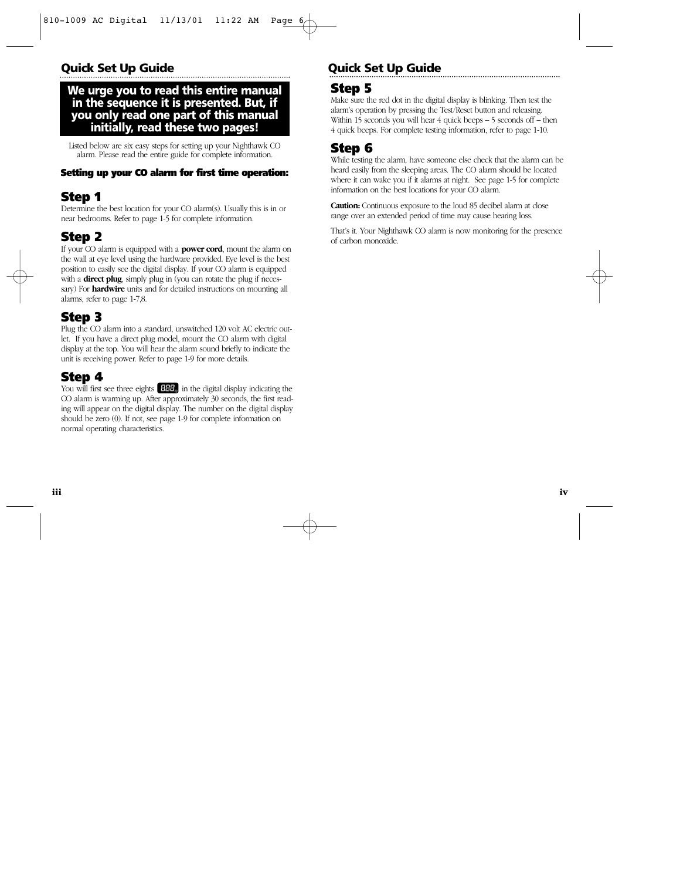## Quick Set Up Guide

**We urge you to read this entire manual in the sequence it is presented. But, if you only read one part of this manual initially, read these two pages!**

Listed below are six easy steps for setting up your Nighthawk CO alarm. Please read the entire guide for complete information.

#### Setting up your CO alarm for first time operation:

### Step 1

Determine the best location for your CO alarm(s). Usually this is in or near bedrooms. Refer to page 1-5 for complete information.

### Step 2

If your CO alarm is equipped with a **power cord**, mount the alarm on the wall at eye level using the hardware provided. Eye level is the best position to easily see the digital display. If your CO alarm is equipped with a **direct plug**, simply plug in (you can rotate the plug if necessary) For **hardwire** units and for detailed instructions on mounting all alarms, refer to page 1-7,8.

### Step 3

Plug the CO alarm into a standard, unswitched 120 volt AC electric outlet. If you have a direct plug model, mount the CO alarm with digital display at the top. You will hear the alarm sound briefly to indicate the unit is receiving power. Refer to page 1-9 for more details.

### Step 4

You will first see three eights 888 in the digital display indicating the CO alarm is warming up. After approximately 30 seconds, the first reading will appear on the digital display. The number on the digital display should be zero (0). If not, see page 1-9 for complete information on normal operating characteristics.

## Quick Set Up Guide

### Step 5

Make sure the red dot in the digital display is blinking. Then test the alarm's operation by pressing the Test/Reset button and releasing. Within 15 seconds you will hear 4 quick beeps – 5 seconds off – then 4 quick beeps. For complete testing information, refer to page 1-10.

### Step 6

While testing the alarm, have someone else check that the alarm can be heard easily from the sleeping areas. The CO alarm should be located where it can wake you if it alarms at night. See page 1-5 for complete information on the best locations for your CO alarm.

**Caution:** Continuous exposure to the loud 85 decibel alarm at close range over an extended period of time may cause hearing loss.

That's it. Your Nighthawk CO alarm is now monitoring for the presence of carbon monoxide.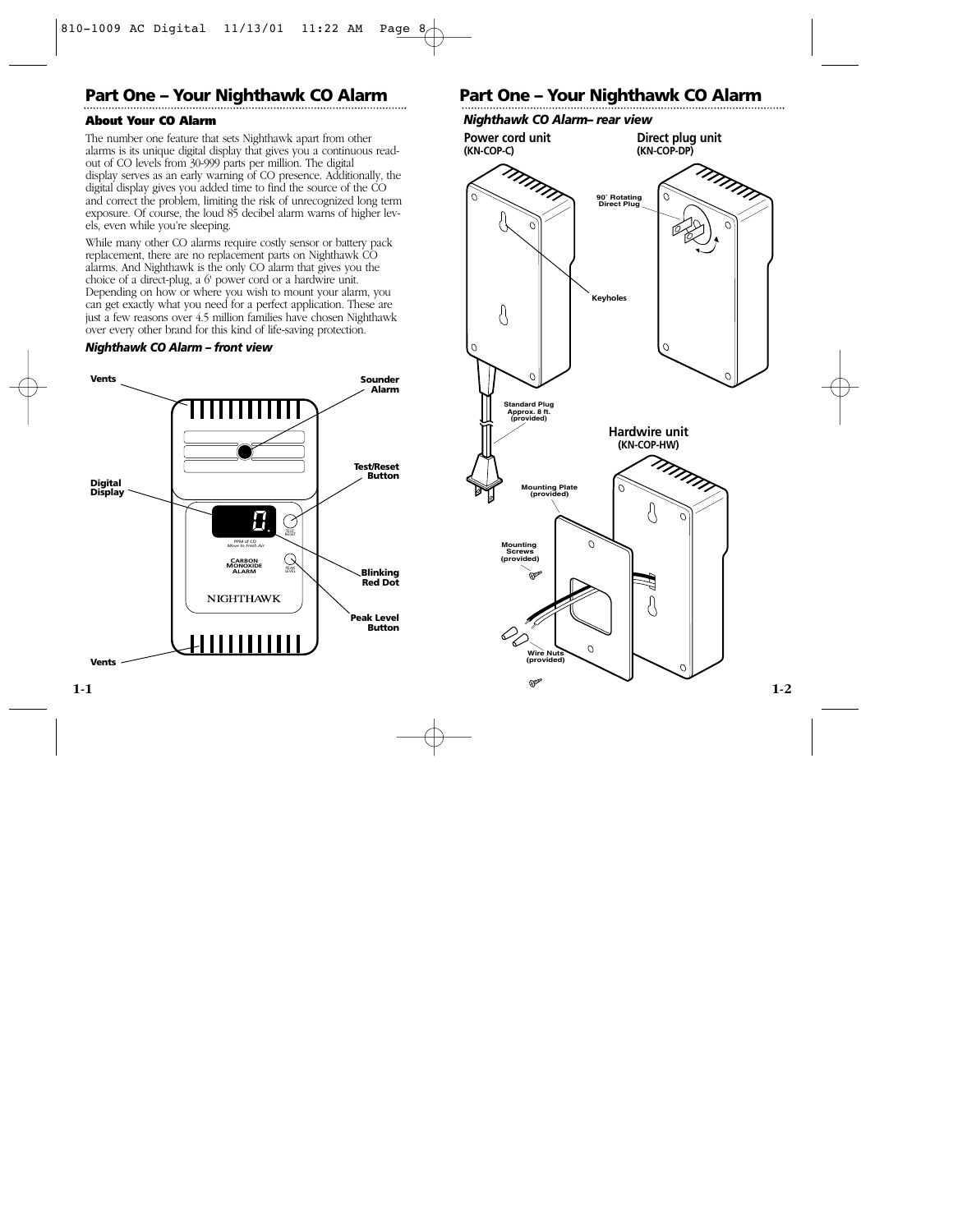## Part One – Your Nighthawk CO Alarm

### About Your CO Alarm

The number one feature that sets Nighthawk apart from other alarms is its unique digital display that gives you a continuous read-out of CO levels from 30-999 parts per million. The digital display serves as an early warning of CO presence. Additionally, the digital display gives you added time to find the source of the CO and correct the problem, limiting the risk of unrecognized long term exposure. Of course, the loud 85 decibel alarm warns of higher levels, even while you're sleeping.

While many other CO alarms require costly sensor or battery pack replacement, there are no replacement parts on Nighthawk CO alarms. And Nighthawk is the only CO alarm that gives you the choice of a direct-plug, a 6' power cord or a hardwire unit. Depending on how or where you wish to mount your alarm, you can get exactly what you need for a perfect application. These are just a few reasons over 4.5 million families have chosen Nighthawk over every other brand for this kind of life-saving protection.

***Nighthawk CO Alarm – front view***

Vents

Sounder Alarm

Digital Display

Test/Reset Button

Blinking Red Dot

Peak Level Button

Vents

## Part One – Your Nighthawk CO Alarm

***Nighthawk CO Alarm– rear view***

**Power cord unit**
**(KN-COP-C)**

**Direct plug unit**
**(KN-COP-DP)**

90˚ Rotating Direct Plug

Keyholes

Standard Plug Approx. 8 ft. (provided)

**Hardwire unit**
**(KN-COP-HW)**

Mounting Plate (provided)

Mounting Screws (provided)

Wire Nuts (provided)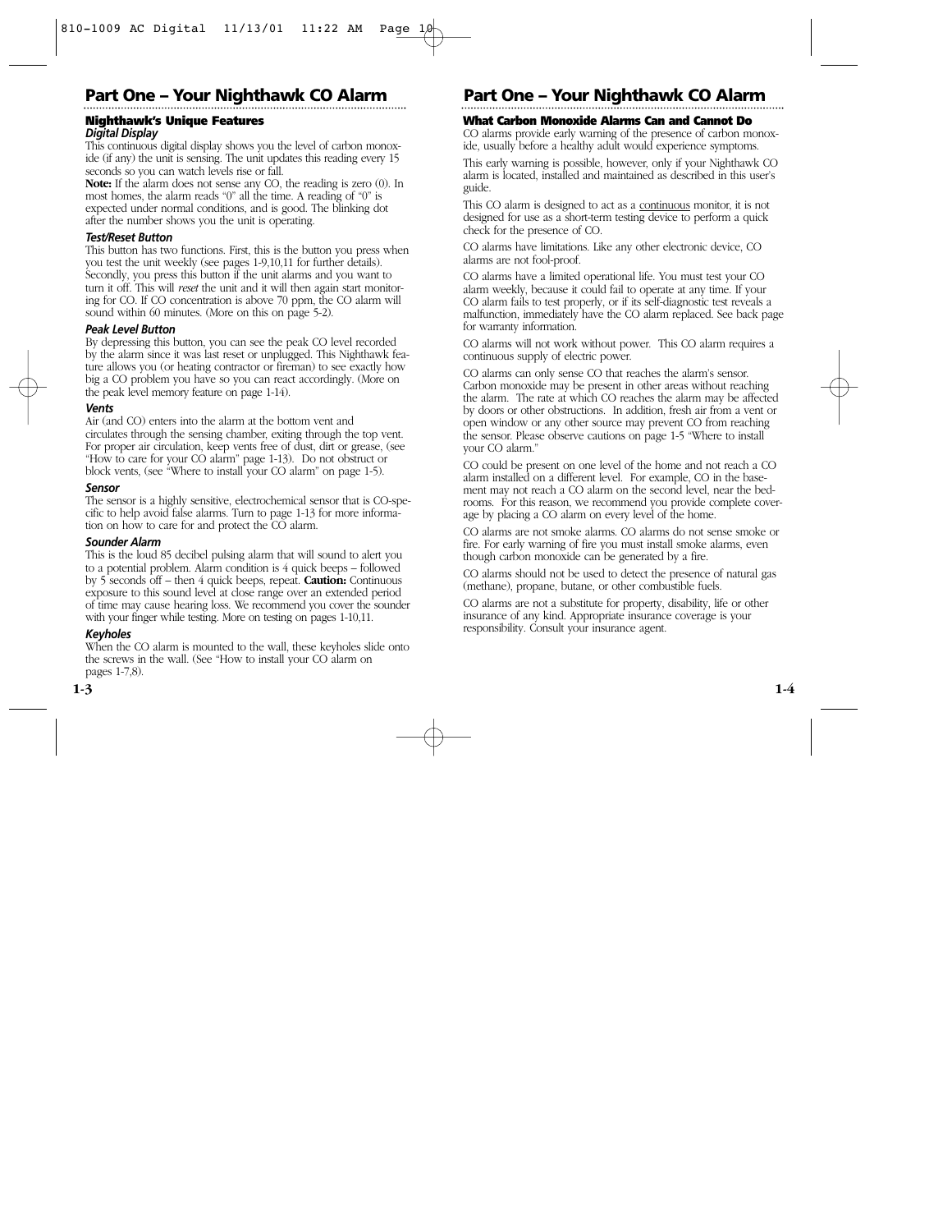# Part One – Your Nighthawk CO Alarm

## Nighthawk's Unique Features

### *Digital Display*

This continuous digital display shows you the level of carbon monoxide (if any) the unit is sensing. The unit updates this reading every 15 seconds so you can watch levels rise or fall.

**Note:** If the alarm does not sense any CO, the reading is zero (0). In most homes, the alarm reads "0" all the time. A reading of "0" is expected under normal conditions, and is good. The blinking dot after the number shows you the unit is operating.

### *Test/Reset Button*

This button has two functions. First, this is the button you press when you test the unit weekly (see pages 1-9,10,11 for further details). Secondly, you press this button if the unit alarms and you want to turn it off. This will *reset* the unit and it will then again start monitoring for CO. If CO concentration is above 70 ppm, the CO alarm will sound within 60 minutes. (More on this on page 5-2).

### *Peak Level Button*

By depressing this button, you can see the peak CO level recorded by the alarm since it was last reset or unplugged. This Nighthawk feature allows you (or heating contractor or fireman) to see exactly how big a CO problem you have so you can react accordingly. (More on the peak level memory feature on page 1-14).

### *Vents*

Air (and CO) enters into the alarm at the bottom vent and circulates through the sensing chamber, exiting through the top vent. For proper air circulation, keep vents free of dust, dirt or grease, (see "How to care for your CO alarm" page 1-13). Do not obstruct or block vents, (see "Where to install your CO alarm" on page 1-5).

### *Sensor*

The sensor is a highly sensitive, electrochemical sensor that is CO-specific to help avoid false alarms. Turn to page 1-13 for more information on how to care for and protect the CO alarm.

### *Sounder Alarm*

This is the loud 85 decibel pulsing alarm that will sound to alert you to a potential problem. Alarm condition is 4 quick beeps – followed by 5 seconds off – then 4 quick beeps, repeat. **Caution:** Continuous exposure to this sound level at close range over an extended period of time may cause hearing loss. We recommend you cover the sounder with your finger while testing. More on testing on pages 1-10,11.

### *Keyholes*

When the CO alarm is mounted to the wall, these keyholes slide onto the screws in the wall. (See "How to install your CO alarm on pages 1-7,8).

## What Carbon Monoxide Alarms Can and Cannot Do

CO alarms provide early warning of the presence of carbon monoxide, usually before a healthy adult would experience symptoms.

This early warning is possible, however, only if your Nighthawk CO alarm is located, installed and maintained as described in this user's guide.

This CO alarm is designed to act as a continuous monitor, it is not designed for use as a short-term testing device to perform a quick check for the presence of CO.

CO alarms have limitations. Like any other electronic device, CO alarms are not fool-proof.

CO alarms have a limited operational life. You must test your CO alarm weekly, because it could fail to operate at any time. If your CO alarm fails to test properly, or if its self-diagnostic test reveals a malfunction, immediately have the CO alarm replaced. See back page for warranty information.

CO alarms will not work without power. This CO alarm requires a continuous supply of electric power.

CO alarms can only sense CO that reaches the alarm's sensor. Carbon monoxide may be present in other areas without reaching the alarm. The rate at which CO reaches the alarm may be affected by doors or other obstructions. In addition, fresh air from a vent or open window or any other source may prevent CO from reaching the sensor. Please observe cautions on page 1-5 "Where to install your CO alarm."

CO could be present on one level of the home and not reach a CO alarm installed on a different level. For example, CO in the basement may not reach a CO alarm on the second level, near the bedrooms. For this reason, we recommend you provide complete coverage by placing a CO alarm on every level of the home.

CO alarms are not smoke alarms. CO alarms do not sense smoke or fire. For early warning of fire you must install smoke alarms, even though carbon monoxide can be generated by a fire.

CO alarms should not be used to detect the presence of natural gas (methane), propane, butane, or other combustible fuels.

CO alarms are not a substitute for property, disability, life or other insurance of any kind. Appropriate insurance coverage is your responsibility. Consult your insurance agent.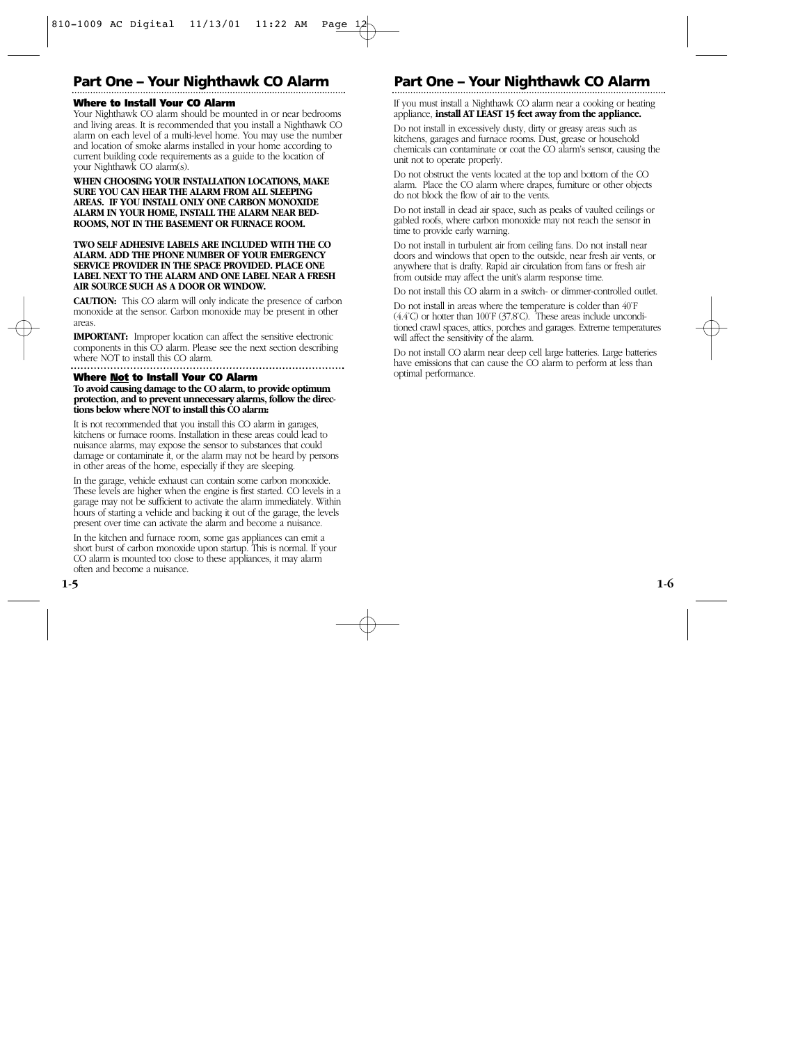## Part One – Your Nighthawk CO Alarm

### Where to Install Your CO Alarm

Your Nighthawk CO alarm should be mounted in or near bedrooms and living areas. It is recommended that you install a Nighthawk CO alarm on each level of a multi-level home. You may use the number and location of smoke alarms installed in your home according to current building code requirements as a guide to the location of your Nighthawk CO alarm(s).

**WHEN CHOOSING YOUR INSTALLATION LOCATIONS, MAKE SURE YOU CAN HEAR THE ALARM FROM ALL SLEEPING AREAS. IF YOU INSTALL ONLY ONE CARBON MONOXIDE ALARM IN YOUR HOME, INSTALL THE ALARM NEAR BEDROOMS, NOT IN THE BASEMENT OR FURNACE ROOM.**

**TWO SELF ADHESIVE LABELS ARE INCLUDED WITH THE CO ALARM. ADD THE PHONE NUMBER OF YOUR EMERGENCY SERVICE PROVIDER IN THE SPACE PROVIDED. PLACE ONE LABEL NEXT TO THE ALARM AND ONE LABEL NEAR A FRESH AIR SOURCE SUCH AS A DOOR OR WINDOW.**

**CAUTION:** This CO alarm will only indicate the presence of carbon monoxide at the sensor. Carbon monoxide may be present in other areas.

**IMPORTANT:** Improper location can affect the sensitive electronic components in this CO alarm. Please see the next section describing where NOT to install this CO alarm.

### Where Not to Install Your CO Alarm

**To avoid causing damage to the CO alarm, to provide optimum protection, and to prevent unnecessary alarms, follow the directions below where NOT to install this CO alarm:**

It is not recommended that you install this CO alarm in garages, kitchens or furnace rooms. Installation in these areas could lead to nuisance alarms, may expose the sensor to substances that could damage or contaminate it, or the alarm may not be heard by persons in other areas of the home, especially if they are sleeping.

In the garage, vehicle exhaust can contain some carbon monoxide. These levels are higher when the engine is first started. CO levels in a garage may not be sufficient to activate the alarm immediately. Within hours of starting a vehicle and backing it out of the garage, the levels present over time can activate the alarm and become a nuisance.

In the kitchen and furnace room, some gas appliances can emit a short burst of carbon monoxide upon startup. This is normal. If your CO alarm is mounted too close to these appliances, it may alarm often and become a nuisance.

If you must install a Nighthawk CO alarm near a cooking or heating appliance, **install AT LEAST 15 feet away from the appliance.**

Do not install in excessively dusty, dirty or greasy areas such as kitchens, garages and furnace rooms. Dust, grease or household chemicals can contaminate or coat the CO alarm's sensor, causing the unit not to operate properly.

Do not obstruct the vents located at the top and bottom of the CO alarm. Place the CO alarm where drapes, furniture or other objects do not block the flow of air to the vents.

Do not install in dead air space, such as peaks of vaulted ceilings or gabled roofs, where carbon monoxide may not reach the sensor in time to provide early warning.

Do not install in turbulent air from ceiling fans. Do not install near doors and windows that open to the outside, near fresh air vents, or anywhere that is drafty. Rapid air circulation from fans or fresh air from outside may affect the unit's alarm response time.

Do not install this CO alarm in a switch- or dimmer-controlled outlet.

Do not install in areas where the temperature is colder than 40˚F (4.4˚C) or hotter than 100˚F (37.8˚C). These areas include unconditioned crawl spaces, attics, porches and garages. Extreme temperatures will affect the sensitivity of the alarm.

Do not install CO alarm near deep cell large batteries. Large batteries have emissions that can cause the CO alarm to perform at less than optimal performance.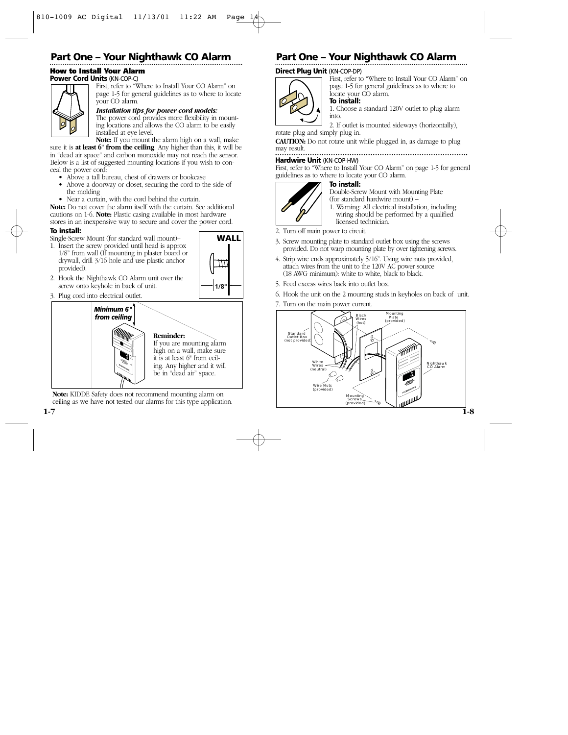## Part One – Your Nighthawk CO Alarm

### How to Install Your Alarm

**Power Cord Units** (KN-COP-C)

First, refer to "Where to Install Your CO Alarm" on page 1-5 for general guidelines as to where to locate your CO alarm.

***Installation tips for power cord models:***
The power cord provides more flexibility in mounting locations and allows the CO alarm to be easily installed at eye level.

**Note:** If you mount the alarm high on a wall, make sure it is **at least 6" from the ceiling**. Any higher than this, it will be in "dead air space" and carbon monoxide may not reach the sensor. Below is a list of suggested mounting locations if you wish to conceal the power cord:

- Above a tall bureau, chest of drawers or bookcase
- Above a doorway or closet, securing the cord to the side of the molding
- Near a curtain, with the cord behind the curtain.

**Note:** Do not cover the alarm itself with the curtain. See additional cautions on 1-6. **Note:** Plastic casing available in most hardware stores in an inexpensive way to secure and cover the power cord.

**To install:**

Single-Screw Mount (for standard wall mount)–

1. Insert the screw provided until head is approx 1/8" from wall (If mounting in plaster board or drywall, drill 3/16 hole and use plastic anchor provided).
2. Hook the Nighthawk CO Alarm unit over the screw onto keyhole in back of unit.
3. Plug cord into electrical outlet.

WALL

1/8"

*Minimum 6" from ceiling*

**Reminder:**
If you are mounting alarm high on a wall, make sure it is at least 6" from ceiling. Any higher and it will be in "dead air" space.

**Note:** KIDDE Safety does not recommend mounting alarm on ceiling as we have not tested our alarms for this type application.

## Part One – Your Nighthawk CO Alarm

**Direct Plug Unit** (KN-COP-DP)

First, refer to "Where to Install Your CO Alarm" on page 1-5 for general guidelines as to where to locate your CO alarm.

**To install:**

1. Choose a standard 120V outlet to plug alarm into.
2. If outlet is mounted sideways (horizontally), rotate plug and simply plug in.

**CAUTION:** Do not rotate unit while plugged in, as damage to plug may result.

**Hardwire Unit** (KN-COP-HW)

First, refer to "Where to Install Your CO Alarm" on page 1-5 for general guidelines as to where to locate your CO alarm.

**To install:**

Double-Screw Mount with Mounting Plate (for standard hardwire mount) –

1. Warning: All electrical installation, including wiring should be performed by a qualified licensed technician.
2. Turn off main power to circuit.
3. Screw mounting plate to standard outlet box using the screws provided. Do not warp mounting plate by over tightening screws.
4. Strip wire ends approximately 5/16". Using wire nuts provided, attach wires from the unit to the 120V AC power source (18 AWG minimum): white to white, black to black.
5. Feed excess wires back into outlet box.
6. Hook the unit on the 2 mounting studs in keyholes on back of unit.
7. Turn on the main power current.

Standard Outlet Box (not provided) | Black Wires (hot) | Mounting Plate (provided) | White Wires (neutral) | Wire Nuts (provided) | Mounting Screws (provided) | Nighthawk CO Alarm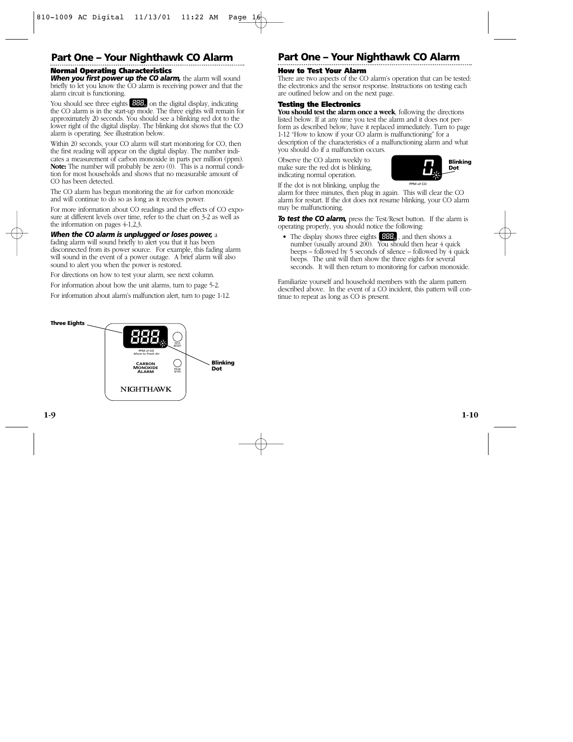## Part One – Your Nighthawk CO Alarm

### Normal Operating Characteristics

***When you first power up the CO alarm,*** the alarm will sound briefly to let you know the CO alarm is receiving power and that the alarm circuit is functioning.

You should see three eights 888 on the digital display, indicating the CO alarm is in the start-up mode. The three eights will remain for approximately 20 seconds. You should see a blinking red dot to the lower right of the digital display. The blinking dot shows that the CO alarm is operating. See illustration below.

Within 20 seconds, your CO alarm will start monitoring for CO, then the first reading will appear on the digital display. The number indicates a measurement of carbon monoxide in parts per million (ppm). **Note:** The number will probably be zero (0). This is a normal condition for most households and shows that no measurable amount of CO has been detected.

The CO alarm has begun monitoring the air for carbon monoxide and will continue to do so as long as it receives power.

For more information about CO readings and the effects of CO exposure at different levels over time, refer to the chart on 3-2 as well as the information on pages 4-1,2,3.

***When the CO alarm is unplugged or loses power,*** a fading alarm will sound briefly to alert you that it has been disconnected from its power source. For example, this fading alarm will sound in the event of a power outage. A brief alarm will also sound to alert you when the power is restored.

For directions on how to test your alarm, see next column.

For information about how the unit alarms, turn to page 5-2.

For information about alarm's malfunction alert, turn to page 1-12.

Three Eights

888

PPM of CO
*Move to Fresh Air*

TEST RESET

CARBON MONOXIDE ALARM

PEAK LEVEL

NIGHTHAWK

Blinking Dot

## Part One – Your Nighthawk CO Alarm

### How to Test Your Alarm

There are two aspects of the CO alarm's operation that can be tested: the electronics and the sensor response. Instructions on testing each are outlined below and on the next page.

### Testing the Electronics

**You should test the alarm once a week**, following the directions listed below. If at any time you test the alarm and it does not perform as described below, have it replaced immediately. Turn to page 1-12 "How to know if your CO alarm is malfunctioning" for a description of the characteristics of a malfunctioning alarm and what you should do if a malfunction occurs.

Observe the CO alarm weekly to make sure the red dot is blinking, indicating normal operation.

0

PPM of CO

Blinking Dot

If the dot is not blinking, unplug the alarm for three minutes, then plug in again. This will clear the CO alarm for restart. If the dot does not resume blinking, your CO alarm may be malfunctioning.

***To test the CO alarm,*** press the Test/Reset button. If the alarm is operating properly, you should notice the following:

- The display shows three eights 888 , and then shows a number (usually around 200). You should then hear 4 quick beeps – followed by 5 seconds of silence – followed by 4 quick beeps. The unit will then show the three eights for several seconds. It will then return to monitoring for carbon monoxide.

Familiarize yourself and household members with the alarm pattern described above. In the event of a CO incident, this pattern will continue to repeat as long as CO is present.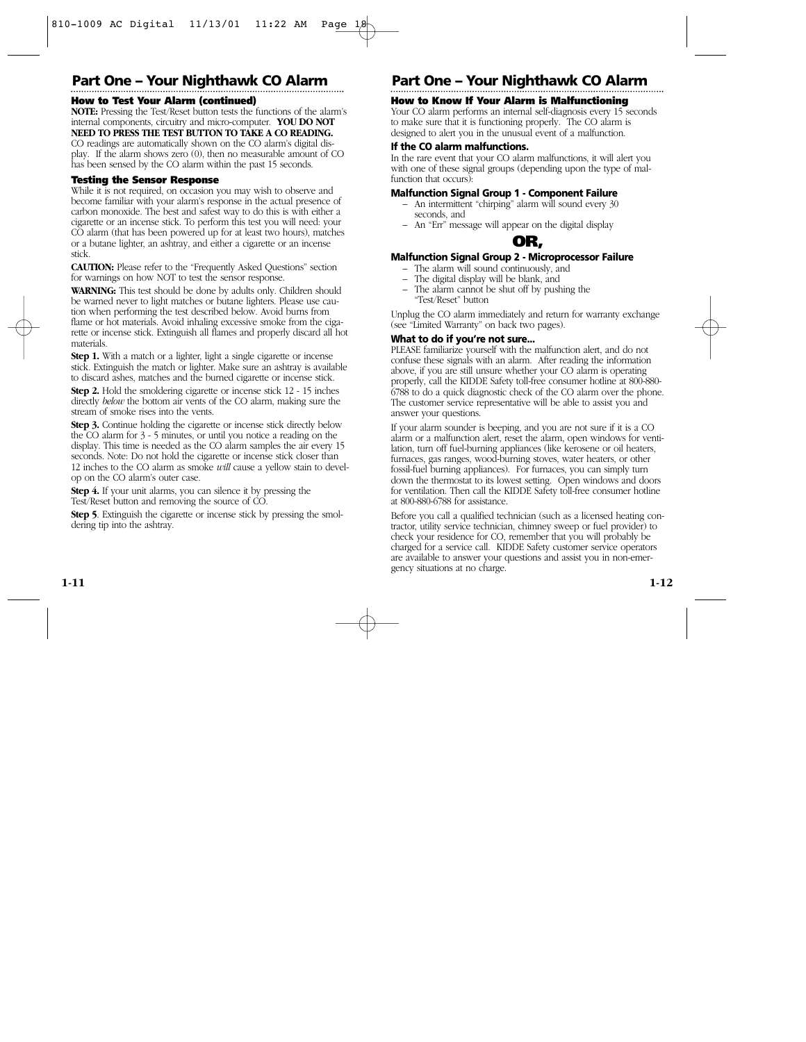## Part One – Your Nighthawk CO Alarm

### How to Test Your Alarm (continued)

**NOTE:** Pressing the Test/Reset button tests the functions of the alarm's internal components, circuitry and micro-computer. **YOU DO NOT NEED TO PRESS THE TEST BUTTON TO TAKE A CO READING.** CO readings are automatically shown on the CO alarm's digital display. If the alarm shows zero (0), then no measurable amount of CO has been sensed by the CO alarm within the past 15 seconds.

### Testing the Sensor Response

While it is not required, on occasion you may wish to observe and become familiar with your alarm's response in the actual presence of carbon monoxide. The best and safest way to do this is with either a cigarette or an incense stick. To perform this test you will need: your CO alarm (that has been powered up for at least two hours), matches or a butane lighter, an ashtray, and either a cigarette or an incense stick.

**CAUTION:** Please refer to the "Frequently Asked Questions" section for warnings on how NOT to test the sensor response.

**WARNING:** This test should be done by adults only. Children should be warned never to light matches or butane lighters. Please use caution when performing the test described below. Avoid burns from flame or hot materials. Avoid inhaling excessive smoke from the cigarette or incense stick. Extinguish all flames and properly discard all hot materials.

**Step 1.** With a match or a lighter, light a single cigarette or incense stick. Extinguish the match or lighter. Make sure an ashtray is available to discard ashes, matches and the burned cigarette or incense stick.

**Step 2.** Hold the smoldering cigarette or incense stick 12 - 15 inches directly *below* the bottom air vents of the CO alarm, making sure the stream of smoke rises into the vents.

**Step 3.** Continue holding the cigarette or incense stick directly below the CO alarm for 3 - 5 minutes, or until you notice a reading on the display. This time is needed as the CO alarm samples the air every 15 seconds. Note: Do not hold the cigarette or incense stick closer than 12 inches to the CO alarm as smoke *will* cause a yellow stain to develop on the CO alarm's outer case.

**Step 4.** If your unit alarms, you can silence it by pressing the Test/Reset button and removing the source of CO.

**Step 5**. Extinguish the cigarette or incense stick by pressing the smoldering tip into the ashtray.

## Part One – Your Nighthawk CO Alarm

### How to Know If Your Alarm is Malfunctioning

Your CO alarm performs an internal self-diagnosis every 15 seconds to make sure that it is functioning properly. The CO alarm is designed to alert you in the unusual event of a malfunction.

### If the CO alarm malfunctions.

In the rare event that your CO alarm malfunctions, it will alert you with one of these signal groups (depending upon the type of malfunction that occurs):

### Malfunction Signal Group 1 - Component Failure

- An intermittent "chirping" alarm will sound every 30 seconds, and
- An "Err" message will appear on the digital display

**OR,**

### Malfunction Signal Group 2 - Microprocessor Failure

- The alarm will sound continuously, and
- The digital display will be blank, and
- The alarm cannot be shut off by pushing the "Test/Reset" button

Unplug the CO alarm immediately and return for warranty exchange (see "Limited Warranty" on back two pages).

### What to do if you're not sure...

PLEASE familiarize yourself with the malfunction alert, and do not confuse these signals with an alarm. After reading the information above, if you are still unsure whether your CO alarm is operating properly, call the KIDDE Safety toll-free consumer hotline at 800-880-6788 to do a quick diagnostic check of the CO alarm over the phone. The customer service representative will be able to assist you and answer your questions.

If your alarm sounder is beeping, and you are not sure if it is a CO alarm or a malfunction alert, reset the alarm, open windows for ventilation, turn off fuel-burning appliances (like kerosene or oil heaters, furnaces, gas ranges, wood-burning stoves, water heaters, or other fossil-fuel burning appliances). For furnaces, you can simply turn down the thermostat to its lowest setting. Open windows and doors for ventilation. Then call the KIDDE Safety toll-free consumer hotline at 800-880-6788 for assistance.

Before you call a qualified technician (such as a licensed heating contractor, utility service technician, chimney sweep or fuel provider) to check your residence for CO, remember that you will probably be charged for a service call. KIDDE Safety customer service operators are available to answer your questions and assist you in non-emergency situations at no charge.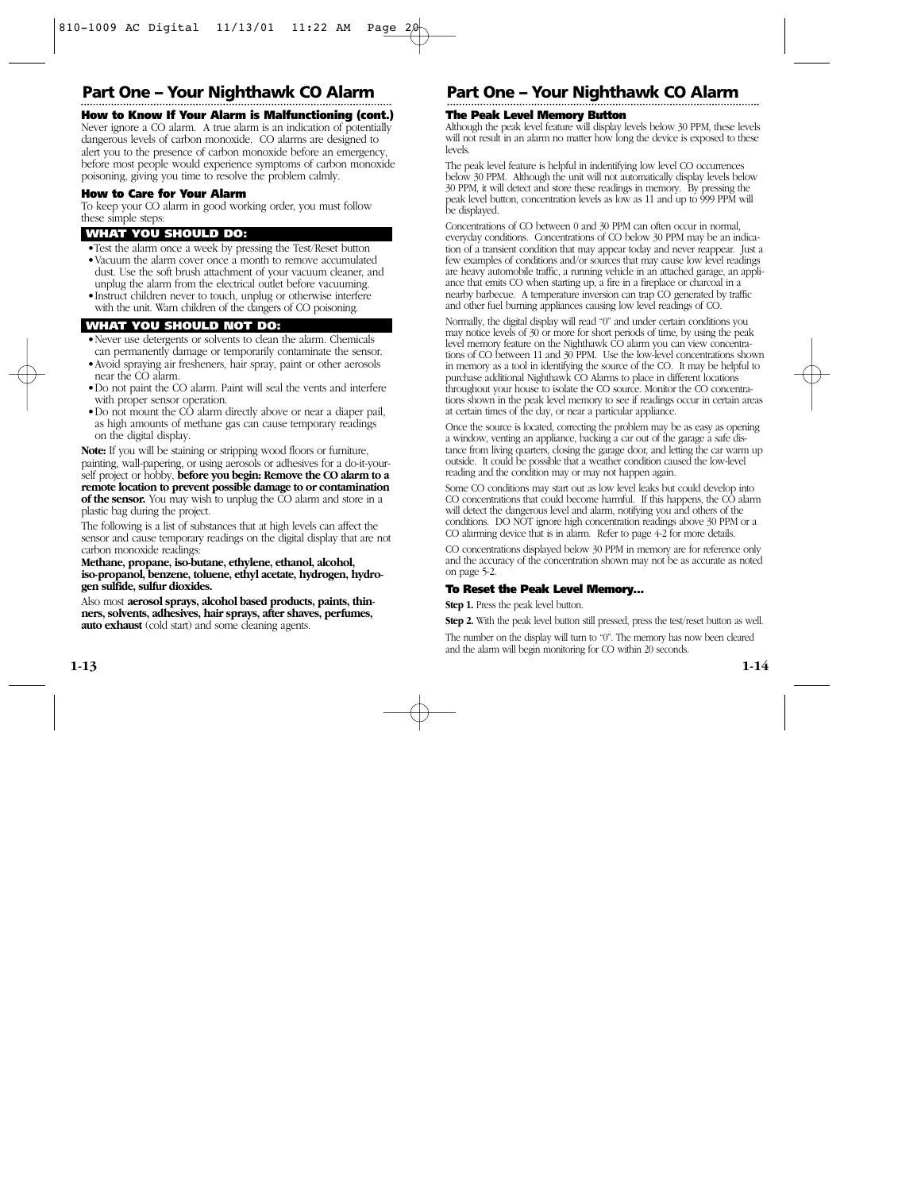## Part One – Your Nighthawk CO Alarm

### How to Know If Your Alarm is Malfunctioning (cont.)

Never ignore a CO alarm. A true alarm is an indication of potentially dangerous levels of carbon monoxide. CO alarms are designed to alert you to the presence of carbon monoxide before an emergency, before most people would experience symptoms of carbon monoxide poisoning, giving you time to resolve the problem calmly.

### How to Care for Your Alarm

To keep your CO alarm in good working order, you must follow these simple steps:

**WHAT YOU SHOULD DO:**

- Test the alarm once a week by pressing the Test/Reset button
- Vacuum the alarm cover once a month to remove accumulated dust. Use the soft brush attachment of your vacuum cleaner, and unplug the alarm from the electrical outlet before vacuuming.
- Instruct children never to touch, unplug or otherwise interfere with the unit. Warn children of the dangers of CO poisoning.

**WHAT YOU SHOULD NOT DO:**

- Never use detergents or solvents to clean the alarm. Chemicals can permanently damage or temporarily contaminate the sensor.
- Avoid spraying air fresheners, hair spray, paint or other aerosols near the CO alarm.
- Do not paint the CO alarm. Paint will seal the vents and interfere with proper sensor operation.
- Do not mount the CO alarm directly above or near a diaper pail, as high amounts of methane gas can cause temporary readings on the digital display.

**Note:** If you will be staining or stripping wood floors or furniture, painting, wall-papering, or using aerosols or adhesives for a do-it-yourself project or hobby, **before you begin: Remove the CO alarm to a remote location to prevent possible damage to or contamination of the sensor.** You may wish to unplug the CO alarm and store in a plastic bag during the project.

The following is a list of substances that at high levels can affect the sensor and cause temporary readings on the digital display that are not carbon monoxide readings:

**Methane, propane, iso-butane, ethylene, ethanol, alcohol, iso-propanol, benzene, toluene, ethyl acetate, hydrogen, hydrogen sulfide, sulfur dioxides.**

Also most **aerosol sprays, alcohol based products, paints, thinners, solvents, adhesives, hair sprays, after shaves, perfumes, auto exhaust** (cold start) and some cleaning agents.

## Part One – Your Nighthawk CO Alarm

### The Peak Level Memory Button

Although the peak level feature will display levels below 30 PPM, these levels will not result in an alarm no matter how long the device is exposed to these levels.

The peak level feature is helpful in indentifying low level CO occurrences below 30 PPM. Although the unit will not automatically display levels below 30 PPM, it will detect and store these readings in memory. By pressing the peak level button, concentration levels as low as 11 and up to 999 PPM will be displayed.

Concentrations of CO between 0 and 30 PPM can often occur in normal, everyday conditions. Concentrations of CO below 30 PPM may be an indication of a transient condition that may appear today and never reappear. Just a few examples of conditions and/or sources that may cause low level readings are heavy automobile traffic, a running vehicle in an attached garage, an appliance that emits CO when starting up, a fire in a fireplace or charcoal in a nearby barbecue. A temperature inversion can trap CO generated by traffic and other fuel burning appliances causing low level readings of CO.

Normally, the digital display will read "0" and under certain conditions you may notice levels of 30 or more for short periods of time, by using the peak level memory feature on the Nighthawk CO alarm you can view concentrations of CO between 11 and 30 PPM. Use the low-level concentrations shown in memory as a tool in identifying the source of the CO. It may be helpful to purchase additional Nighthawk CO Alarms to place in different locations throughout your house to isolate the CO source. Monitor the CO concentrations shown in the peak level memory to see if readings occur in certain areas at certain times of the day, or near a particular appliance.

Once the source is located, correcting the problem may be as easy as opening a window, venting an appliance, backing a car out of the garage a safe distance from living quarters, closing the garage door, and letting the car warm up outside. It could be possible that a weather condition caused the low-level reading and the condition may or may not happen again.

Some CO conditions may start out as low level leaks but could develop into CO concentrations that could become harmful. If this happens, the CO alarm will detect the dangerous level and alarm, notifying you and others of the conditions. DO NOT ignore high concentration readings above 30 PPM or a CO alarming device that is in alarm. Refer to page 4-2 for more details.

CO concentrations displayed below 30 PPM in memory are for reference only and the accuracy of the concentration shown may not be as accurate as noted on page 5-2.

### To Reset the Peak Level Memory...

**Step 1.** Press the peak level button.

**Step 2.** With the peak level button still pressed, press the test/reset button as well.

The number on the display will turn to "0". The memory has now been cleared and the alarm will begin monitoring for CO within 20 seconds.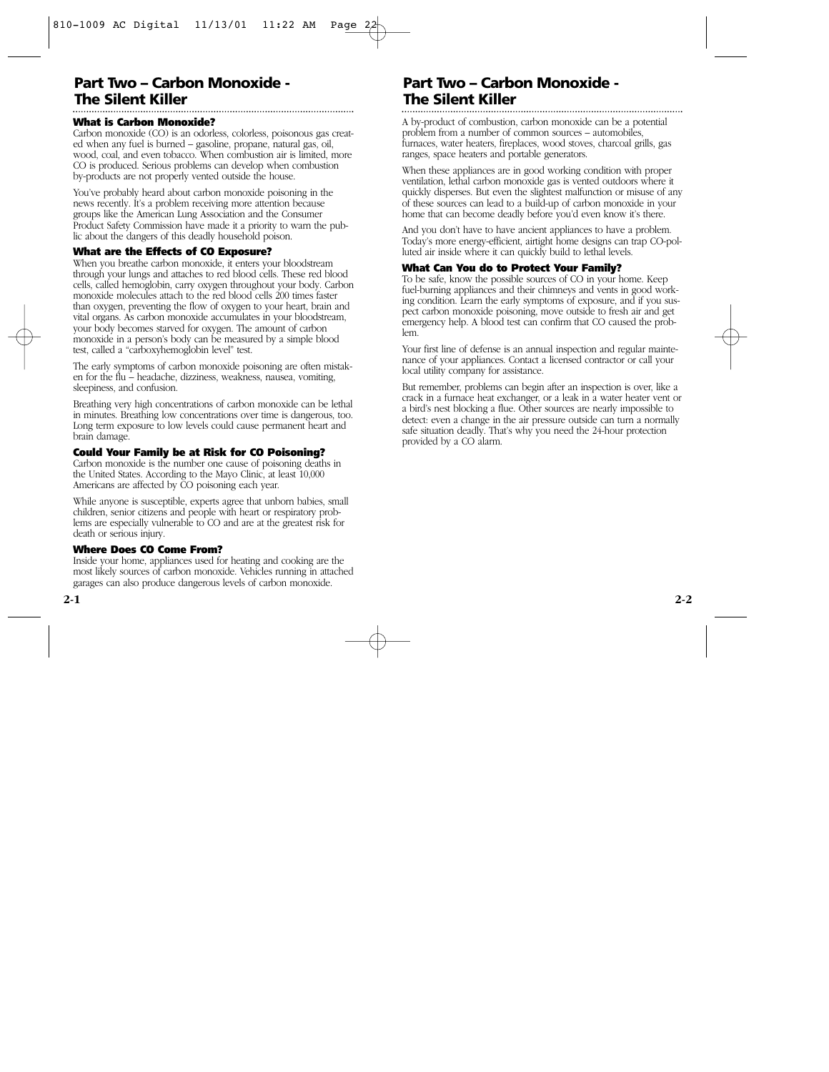## Part Two – Carbon Monoxide - The Silent Killer

### What is Carbon Monoxide?

Carbon monoxide (CO) is an odorless, colorless, poisonous gas created when any fuel is burned – gasoline, propane, natural gas, oil, wood, coal, and even tobacco. When combustion air is limited, more CO is produced. Serious problems can develop when combustion by-products are not properly vented outside the house.

You've probably heard about carbon monoxide poisoning in the news recently. It's a problem receiving more attention because groups like the American Lung Association and the Consumer Product Safety Commission have made it a priority to warn the public about the dangers of this deadly household poison.

### What are the Effects of CO Exposure?

When you breathe carbon monoxide, it enters your bloodstream through your lungs and attaches to red blood cells. These red blood cells, called hemoglobin, carry oxygen throughout your body. Carbon monoxide molecules attach to the red blood cells 200 times faster than oxygen, preventing the flow of oxygen to your heart, brain and vital organs. As carbon monoxide accumulates in your bloodstream, your body becomes starved for oxygen. The amount of carbon monoxide in a person's body can be measured by a simple blood test, called a "carboxyhemoglobin level" test.

The early symptoms of carbon monoxide poisoning are often mistaken for the flu – headache, dizziness, weakness, nausea, vomiting, sleepiness, and confusion.

Breathing very high concentrations of carbon monoxide can be lethal in minutes. Breathing low concentrations over time is dangerous, too. Long term exposure to low levels could cause permanent heart and brain damage.

### Could Your Family be at Risk for CO Poisoning?

Carbon monoxide is the number one cause of poisoning deaths in the United States. According to the Mayo Clinic, at least 10,000 Americans are affected by CO poisoning each year.

While anyone is susceptible, experts agree that unborn babies, small children, senior citizens and people with heart or respiratory problems are especially vulnerable to CO and are at the greatest risk for death or serious injury.

### Where Does CO Come From?

Inside your home, appliances used for heating and cooking are the most likely sources of carbon monoxide. Vehicles running in attached garages can also produce dangerous levels of carbon monoxide.

A by-product of combustion, carbon monoxide can be a potential problem from a number of common sources – automobiles, furnaces, water heaters, fireplaces, wood stoves, charcoal grills, gas ranges, space heaters and portable generators.

When these appliances are in good working condition with proper ventilation, lethal carbon monoxide gas is vented outdoors where it quickly disperses. But even the slightest malfunction or misuse of any of these sources can lead to a build-up of carbon monoxide in your home that can become deadly before you'd even know it's there.

And you don't have to have ancient appliances to have a problem. Today's more energy-efficient, airtight home designs can trap CO-polluted air inside where it can quickly build to lethal levels.

### What Can You do to Protect Your Family?

To be safe, know the possible sources of CO in your home. Keep fuel-burning appliances and their chimneys and vents in good working condition. Learn the early symptoms of exposure, and if you suspect carbon monoxide poisoning, move outside to fresh air and get emergency help. A blood test can confirm that CO caused the problem.

Your first line of defense is an annual inspection and regular maintenance of your appliances. Contact a licensed contractor or call your local utility company for assistance.

But remember, problems can begin after an inspection is over, like a crack in a furnace heat exchanger, or a leak in a water heater vent or a bird's nest blocking a flue. Other sources are nearly impossible to detect: even a change in the air pressure outside can turn a normally safe situation deadly. That's why you need the 24-hour protection provided by a CO alarm.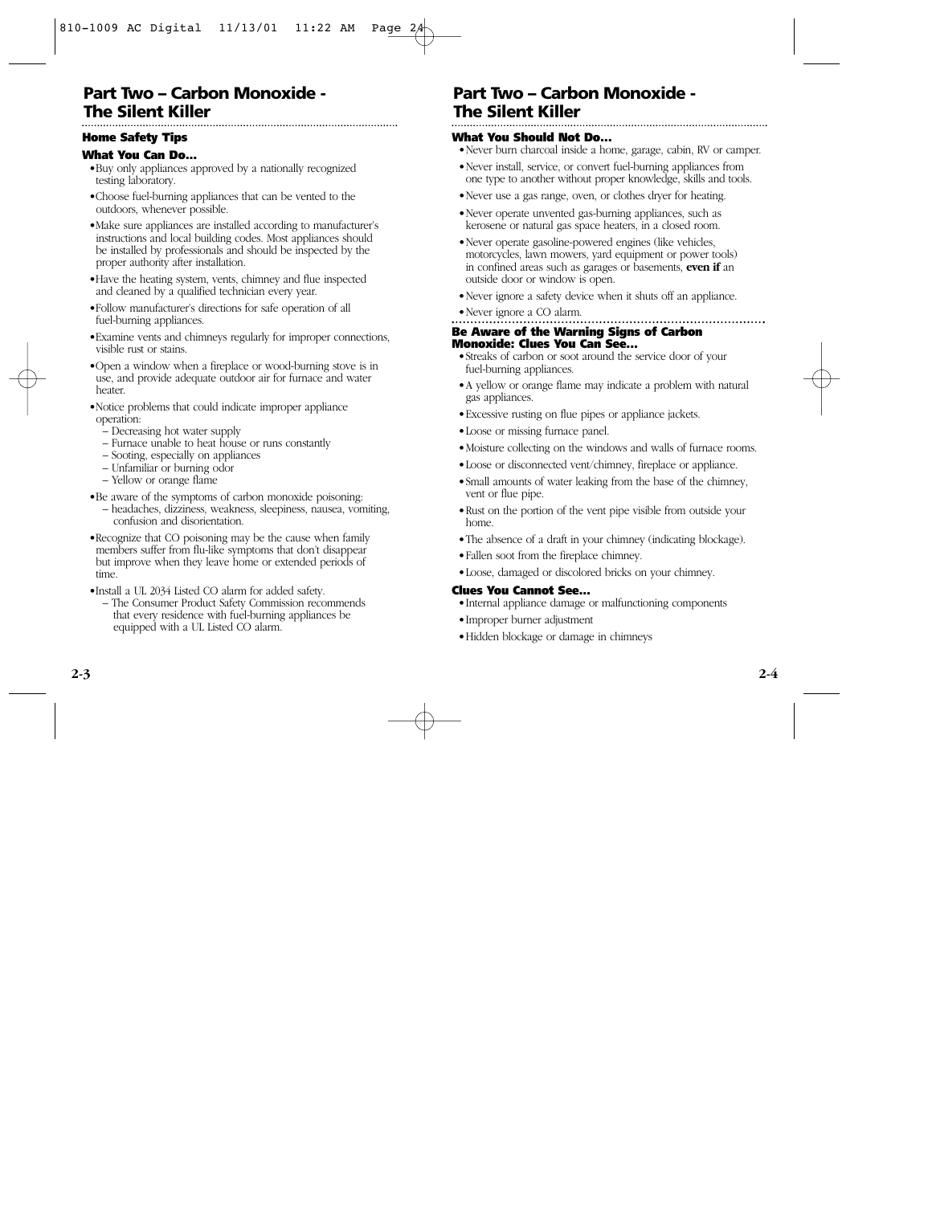## Part Two – Carbon Monoxide - The Silent Killer

### Home Safety Tips

#### What You Can Do...

- Buy only appliances approved by a nationally recognized testing laboratory.
- Choose fuel-burning appliances that can be vented to the outdoors, whenever possible.
- Make sure appliances are installed according to manufacturer's instructions and local building codes. Most appliances should be installed by professionals and should be inspected by the proper authority after installation.
- Have the heating system, vents, chimney and flue inspected and cleaned by a qualified technician every year.
- Follow manufacturer's directions for safe operation of all fuel-burning appliances.
- Examine vents and chimneys regularly for improper connections, visible rust or stains.
- Open a window when a fireplace or wood-burning stove is in use, and provide adequate outdoor air for furnace and water heater.
- Notice problems that could indicate improper appliance operation:
  - Decreasing hot water supply
  - Furnace unable to heat house or runs constantly
  - Sooting, especially on appliances
  - Unfamiliar or burning odor
  - Yellow or orange flame
- Be aware of the symptoms of carbon monoxide poisoning:
  - headaches, dizziness, weakness, sleepiness, nausea, vomiting, confusion and disorientation.
- Recognize that CO poisoning may be the cause when family members suffer from flu-like symptoms that don't disappear but improve when they leave home or extended periods of time.
- Install a UL 2034 Listed CO alarm for added safety.
  - The Consumer Product Safety Commission recommends that every residence with fuel-burning appliances be equipped with a UL Listed CO alarm.

## Part Two – Carbon Monoxide - The Silent Killer

#### What You Should Not Do...

- Never burn charcoal inside a home, garage, cabin, RV or camper.
- Never install, service, or convert fuel-burning appliances from one type to another without proper knowledge, skills and tools.
- Never use a gas range, oven, or clothes dryer for heating.
- Never operate unvented gas-burning appliances, such as kerosene or natural gas space heaters, in a closed room.
- Never operate gasoline-powered engines (like vehicles, motorcycles, lawn mowers, yard equipment or power tools) in confined areas such as garages or basements, **even if** an outside door or window is open.
- Never ignore a safety device when it shuts off an appliance.
- Never ignore a CO alarm.

#### Be Aware of the Warning Signs of Carbon Monoxide: Clues You Can See...

- Streaks of carbon or soot around the service door of your fuel-burning appliances.
- A yellow or orange flame may indicate a problem with natural gas appliances.
- Excessive rusting on flue pipes or appliance jackets.
- Loose or missing furnace panel.
- Moisture collecting on the windows and walls of furnace rooms.
- Loose or disconnected vent/chimney, fireplace or appliance.
- Small amounts of water leaking from the base of the chimney, vent or flue pipe.
- Rust on the portion of the vent pipe visible from outside your home.
- The absence of a draft in your chimney (indicating blockage).
- Fallen soot from the fireplace chimney.
- Loose, damaged or discolored bricks on your chimney.

#### Clues You Cannot See...

- Internal appliance damage or malfunctioning components
- Improper burner adjustment
- Hidden blockage or damage in chimneys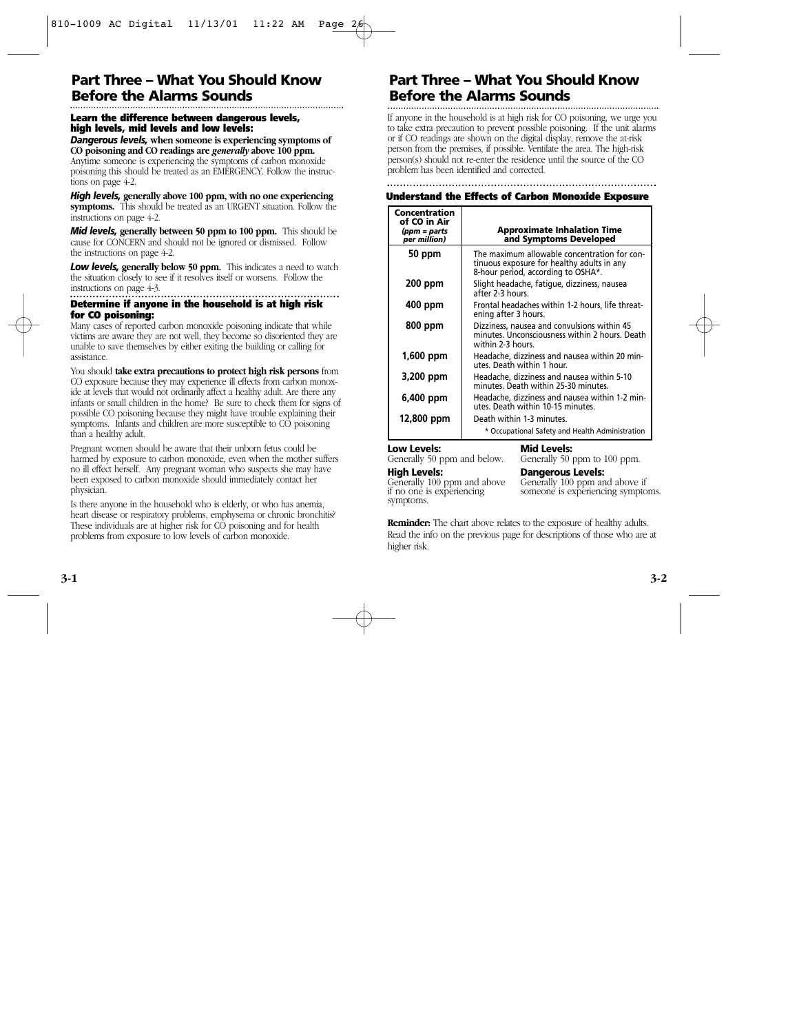## Part Three – What You Should Know Before the Alarms Sounds

**Learn the difference between dangerous levels, high levels, mid levels and low levels:**

***Dangerous levels,*** **when someone is experiencing symptoms of CO poisoning and CO readings are *generally* above 100 ppm.** Anytime someone is experiencing the symptoms of carbon monoxide poisoning this should be treated as an EMERGENCY. Follow the instructions on page 4-2.

***High levels,*** **generally above 100 ppm, with no one experiencing symptoms.** This should be treated as an URGENT situation. Follow the instructions on page 4-2.

***Mid levels,*** **generally between 50 ppm to 100 ppm.** This should be cause for CONCERN and should not be ignored or dismissed. Follow the instructions on page 4-2.

***Low levels,*** **generally below 50 ppm.** This indicates a need to watch the situation closely to see if it resolves itself or worsens. Follow the instructions on page 4-3.

**Determine if anyone in the household is at high risk for CO poisoning:**

Many cases of reported carbon monoxide poisoning indicate that while victims are aware they are not well, they become so disoriented they are unable to save themselves by either exiting the building or calling for assistance.

You should **take extra precautions to protect high risk persons** from CO exposure because they may experience ill effects from carbon monoxide at levels that would not ordinarily affect a healthy adult. Are there any infants or small children in the home? Be sure to check them for signs of possible CO poisoning because they might have trouble explaining their symptoms. Infants and children are more susceptible to CO poisoning than a healthy adult.

Pregnant women should be aware that their unborn fetus could be harmed by exposure to carbon monoxide, even when the mother suffers no ill effect herself. Any pregnant woman who suspects she may have been exposed to carbon monoxide should immediately contact her physician.

Is there anyone in the household who is elderly, or who has anemia, heart disease or respiratory problems, emphysema or chronic bronchitis? These individuals are at higher risk for CO poisoning and for health problems from exposure to low levels of carbon monoxide.

## Part Three – What You Should Know Before the Alarms Sounds

If anyone in the household is at high risk for CO poisoning, we urge you to take extra precaution to prevent possible poisoning. If the unit alarms or if CO readings are shown on the digital display, remove the at-risk person from the premises, if possible. Ventilate the area. The high-risk person(s) should not re-enter the residence until the source of the CO problem has been identified and corrected.

**Understand the Effects of Carbon Monoxide Exposure**

| Concentration of CO in Air *(ppm = parts per million)* | Approximate Inhalation Time and Symptoms Developed |
|---|---|
| 50 ppm | The maximum allowable concentration for continuous exposure for healthy adults in any 8-hour period, according to OSHA*. |
| 200 ppm | Slight headache, fatigue, dizziness, nausea after 2-3 hours. |
| 400 ppm | Frontal headaches within 1-2 hours, life threatening after 3 hours. |
| 800 ppm | Dizziness, nausea and convulsions within 45 minutes. Unconsciousness within 2 hours. Death within 2-3 hours. |
| 1,600 ppm | Headache, dizziness and nausea within 20 minutes. Death within 1 hour. |
| 3,200 ppm | Headache, dizziness and nausea within 5-10 minutes. Death within 25-30 minutes. |
| 6,400 ppm | Headache, dizziness and nausea within 1-2 minutes. Death within 10-15 minutes. |
| 12,800 ppm | Death within 1-3 minutes. |

\* Occupational Safety and Health Administration

**Low Levels:**
Generally 50 ppm and below.

**Mid Levels:**
Generally 50 ppm to 100 ppm.

**High Levels:**
Generally 100 ppm and above if no one is experiencing symptoms.

**Dangerous Levels:**
Generally 100 ppm and above if someone is experiencing symptoms.

**Reminder:** The chart above relates to the exposure of healthy adults. Read the info on the previous page for descriptions of those who are at higher risk.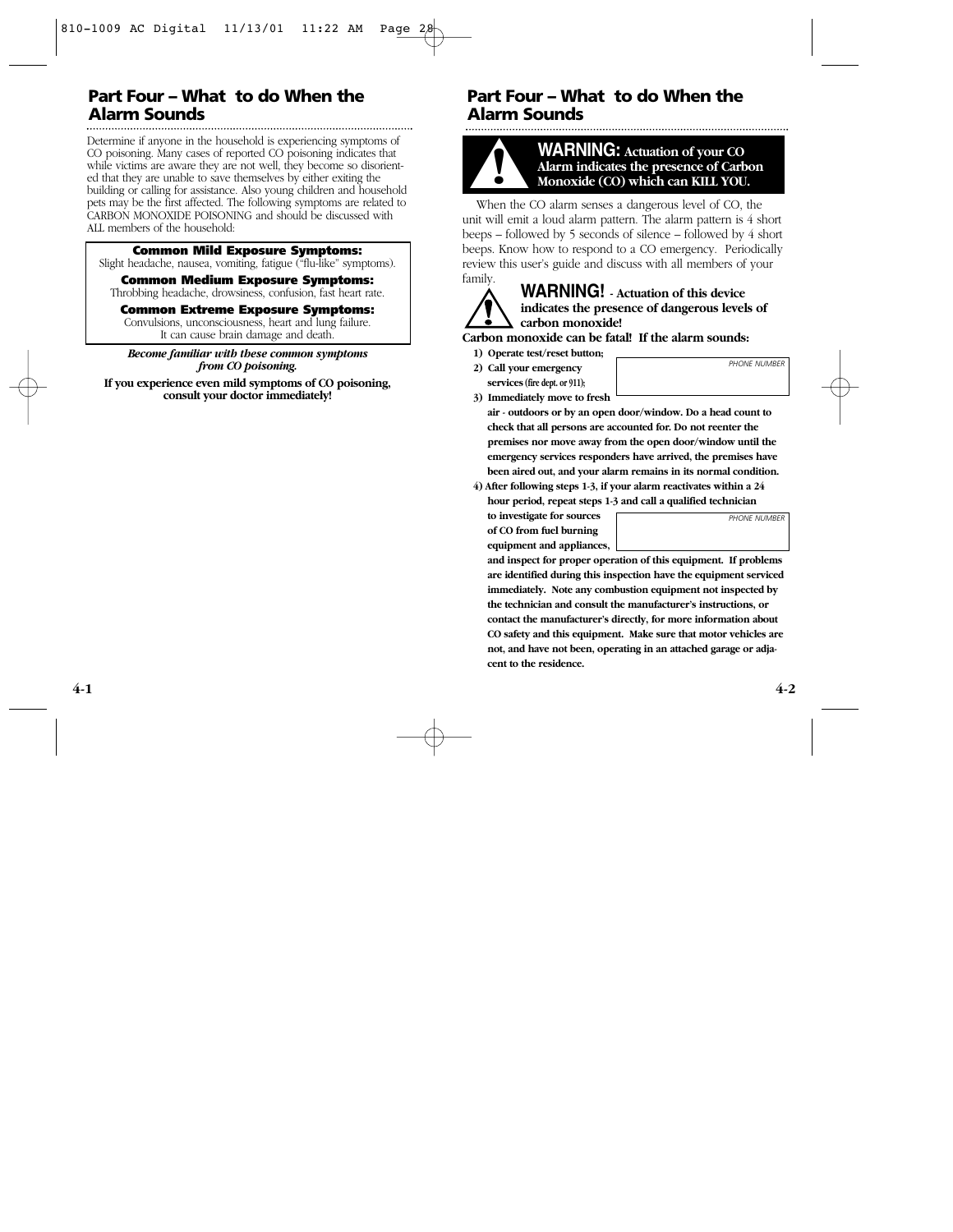## Part Four – What to do When the Alarm Sounds

Determine if anyone in the household is experiencing symptoms of CO poisoning. Many cases of reported CO poisoning indicates that while victims are aware they are not well, they become so disoriented that they are unable to save themselves by either exiting the building or calling for assistance. Also young children and household pets may be the first affected. The following symptoms are related to CARBON MONOXIDE POISONING and should be discussed with ALL members of the household:

**Common Mild Exposure Symptoms:**
Slight headache, nausea, vomiting, fatigue ("flu-like" symptoms).

**Common Medium Exposure Symptoms:**
Throbbing headache, drowsiness, confusion, fast heart rate.

**Common Extreme Exposure Symptoms:**
Convulsions, unconsciousness, heart and lung failure. It can cause brain damage and death.

***Become familiar with these common symptoms from CO poisoning.***

**If you experience even mild symptoms of CO poisoning, consult your doctor immediately!**

## Part Four – What to do When the Alarm Sounds

**WARNING: Actuation of your CO Alarm indicates the presence of Carbon Monoxide (CO) which can KILL YOU.**

When the CO alarm senses a dangerous level of CO, the unit will emit a loud alarm pattern. The alarm pattern is 4 short beeps – followed by 5 seconds of silence – followed by 4 short beeps. Know how to respond to a CO emergency. Periodically review this user's guide and discuss with all members of your family.

**WARNING! - Actuation of this device indicates the presence of dangerous levels of carbon monoxide!**

**Carbon monoxide can be fatal! If the alarm sounds:**

1. **Operate test/reset button;**
2. **Call your emergency services (fire dept. or 911);** PHONE NUMBER ____________
3. **Immediately move to fresh air - outdoors or by an open door/window. Do a head count to check that all persons are accounted for. Do not reenter the premises nor move away from the open door/window until the emergency services responders have arrived, the premises have been aired out, and your alarm remains in its normal condition.**
4. **After following steps 1-3, if your alarm reactivates within a 24 hour period, repeat steps 1-3 and call a qualified technician to investigate for sources of CO from fuel burning equipment and appliances,** PHONE NUMBER ____________ **and inspect for proper operation of this equipment. If problems are identified during this inspection have the equipment serviced immediately. Note any combustion equipment not inspected by the technician and consult the manufacturer's instructions, or contact the manufacturer's directly, for more information about CO safety and this equipment. Make sure that motor vehicles are not, and have not been, operating in an attached garage or adjacent to the residence.**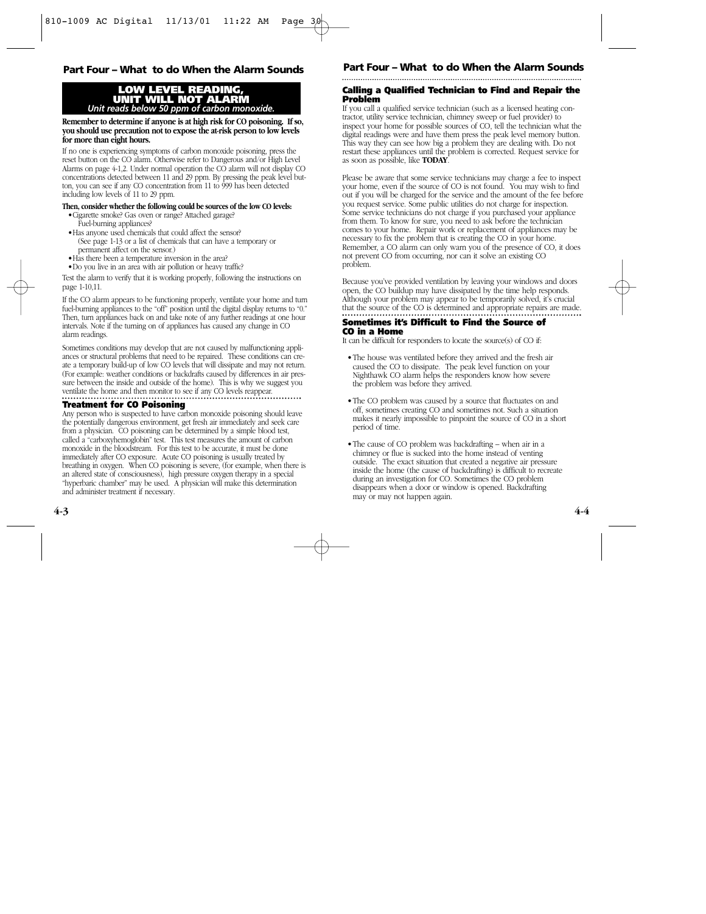## Part Four – What to do When the Alarm Sounds

### LOW LEVEL READING, UNIT WILL NOT ALARM

*Unit reads below 50 ppm of carbon monoxide.*

**Remember to determine if anyone is at high risk for CO poisoning. If so, you should use precaution not to expose the at-risk person to low levels for more than eight hours.**

If no one is experiencing symptoms of carbon monoxide poisoning, press the reset button on the CO alarm. Otherwise refer to Dangerous and/or High Level Alarms on page 4-1,2. Under normal operation the CO alarm will not display CO concentrations detected between 11 and 29 ppm. By pressing the peak level button, you can see if any CO concentration from 11 to 999 has been detected including low levels of 11 to 29 ppm.

**Then, consider whether the following could be sources of the low CO levels:**

- Cigarette smoke? Gas oven or range? Attached garage? Fuel-burning appliances?
- Has anyone used chemicals that could affect the sensor? (See page 1-13 or a list of chemicals that can have a temporary or permanent affect on the sensor.)
- Has there been a temperature inversion in the area?
- Do you live in an area with air pollution or heavy traffic?

Test the alarm to verify that it is working properly, following the instructions on page 1-10,11.

If the CO alarm appears to be functioning properly, ventilate your home and turn fuel-burning appliances to the "off" position until the digital display returns to "0." Then, turn appliances back on and take note of any further readings at one hour intervals. Note if the turning on of appliances has caused any change in CO alarm readings.

Sometimes conditions may develop that are not caused by malfunctioning appliances or structural problems that need to be repaired. These conditions can create a temporary build-up of low CO levels that will dissipate and may not return. (For example: weather conditions or backdrafts caused by differences in air pressure between the inside and outside of the home). This is why we suggest you ventilate the home and then monitor to see if any CO levels reappear.

### Treatment for CO Poisoning

Any person who is suspected to have carbon monoxide poisoning should leave the potentially dangerous environment, get fresh air immediately and seek care from a physician. CO poisoning can be determined by a simple blood test, called a "carboxyhemoglobin" test. This test measures the amount of carbon monoxide in the bloodstream. For this test to be accurate, it must be done immediately after CO exposure. Acute CO poisoning is usually treated by breathing in oxygen. When CO poisoning is severe, (for example, when there is an altered state of consciousness), high pressure oxygen therapy in a special "hyperbaric chamber" may be used. A physician will make this determination and administer treatment if necessary.

## Part Four – What to do When the Alarm Sounds

### Calling a Qualified Technician to Find and Repair the Problem

If you call a qualified service technician (such as a licensed heating contractor, utility service technician, chimney sweep or fuel provider) to inspect your home for possible sources of CO, tell the technician what the digital readings were and have them press the peak level memory button. This way they can see how big a problem they are dealing with. Do not restart these appliances until the problem is corrected. Request service for as soon as possible, like **TODAY**.

Please be aware that some service technicians may charge a fee to inspect your home, even if the source of CO is not found. You may wish to find out if you will be charged for the service and the amount of the fee before you request service. Some public utilities do not charge for inspection. Some service technicians do not charge if you purchased your appliance from them. To know for sure, you need to ask before the technician comes to your home. Repair work or replacement of appliances may be necessary to fix the problem that is creating the CO in your home. Remember, a CO alarm can only warn you of the presence of CO, it does not prevent CO from occurring, nor can it solve an existing CO problem.

Because you've provided ventilation by leaving your windows and doors open, the CO buildup may have dissipated by the time help responds. Although your problem may appear to be temporarily solved, it's crucial that the source of the CO is determined and appropriate repairs are made.

### Sometimes it's Difficult to Find the Source of CO in a Home

It can be difficult for responders to locate the source(s) of CO if:

- The house was ventilated before they arrived and the fresh air caused the CO to dissipate. The peak level function on your Nighthawk CO alarm helps the responders know how severe the problem was before they arrived.
- The CO problem was caused by a source that fluctuates on and off, sometimes creating CO and sometimes not. Such a situation makes it nearly impossible to pinpoint the source of CO in a short period of time.
- The cause of CO problem was backdrafting – when air in a chimney or flue is sucked into the home instead of venting outside. The exact situation that created a negative air pressure inside the home (the cause of backdrafting) is difficult to recreate during an investigation for CO. Sometimes the CO problem disappears when a door or window is opened. Backdrafting may or may not happen again.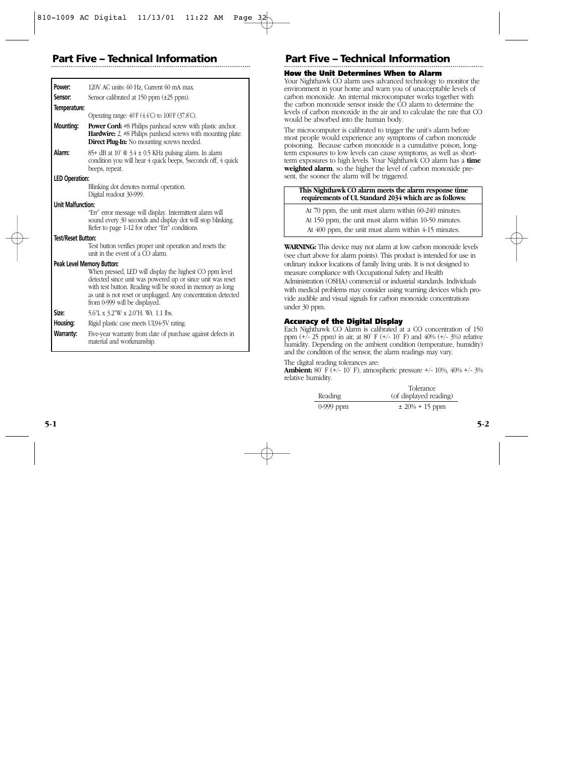## Part Five – Technical Information

| | |
|---|---|
| **Power:** | 120V AC units: 60 Hz, Current 60 mA max. |
| **Sensor:** | Sensor calibrated at 150 ppm (±25 ppm). |
| **Temperature:** | Operating range: 40˚F (4.4˚C) to 100˚F (37.8˚C). |
| **Mounting:** | **Power Cord:** #8 Philips panhead screw with plastic anchor. **Hardwire:** 2, #8 Philips panhead screws with mounting plate. **Direct Plug-In:** No mounting screws needed. |
| **Alarm:** | 85+ dB at 10' @ 3.4 ± 0.5 KHz pulsing alarm. In alarm condition you will hear 4 quick beeps, 5seconds off, 4 quick beeps, repeat. |
| **LED Operation:** | Blinking dot denotes normal operation. Digital readout 30-999. |
| **Unit Malfunction:** | "Err" error message will display. Intermittent alarm will sound every 30 seconds and display dot will stop blinking. Refer to page 1-12 for other "Err" conditions. |
| **Test/Reset Button:** | Test button verifies proper unit operation and resets the unit in the event of a CO alarm. |
| **Peak Level Memory Button:** | When pressed, LED will display the highest CO ppm level detected since unit was powered up or since unit was reset with test button. Reading will be stored in memory as long as unit is not reset or unplugged. Any concentration detected from 0-999 will be displayed. |
| **Size:** | 5.6"L x 3.2"W x 2.0"H. Wt. 1.1 lbs. |
| **Housing:** | Rigid plastic case meets UL94-5V rating. |
| **Warranty:** | Five-year warranty from date of purchase against defects in material and workmanship. |

## Part Five – Technical Information

### How the Unit Determines When to Alarm

Your Nighthawk CO alarm uses advanced technology to monitor the environment in your home and warn you of unacceptable levels of carbon monoxide. An internal microcomputer works together with the carbon monoxide sensor inside the CO alarm to determine the levels of carbon monoxide in the air and to calculate the rate that CO would be absorbed into the human body.

The microcomputer is calibrated to trigger the unit's alarm before most people would experience any symptoms of carbon monoxide poisoning. Because carbon monoxide is a cumulative poison, long-term exposures to low levels can cause symptoms, as well as short-term exposures to high levels. Your Nighthawk CO alarm has a **time weighted alarm**, so the higher the level of carbon monoxide present, the sooner the alarm will be triggered.

| **This Nighthawk CO alarm meets the alarm response time requirements of UL Standard 2034 which are as follows:** |
|---|
| At 70 ppm, the unit must alarm within 60-240 minutes. |
| At 150 ppm, the unit must alarm within 10-50 minutes. |
| At 400 ppm, the unit must alarm within 4-15 minutes. |

**WARNING:** This device may not alarm at low carbon monoxide levels (see chart above for alarm points). This product is intended for use in ordinary indoor locations of family living units. It is not designed to measure compliance with Occupational Safety and Health Administration (OSHA) commercial or industrial standards. Individuals with medical problems may consider using warning devices which provide audible and visual signals for carbon monoxide concentrations under 30 ppm.

### Accuracy of the Digital Display

Each Nighthawk CO Alarm is calibrated at a CO concentration of 150 ppm (+/- 25 ppm) in air, at 80˚ F (+/- 10˚ F) and 40% (+/- 3%) relative humidity. Depending on the ambient condition (temperature, humidity) and the condition of the sensor, the alarm readings may vary.

The digital reading tolerances are:
**Ambient:** 80˚ F (+/- 10˚ F), atmospheric pressure +/- 10%, 40% +/- 3% relative humidity.

| Reading | Tolerance (of displayed reading) |
|---|---|
| 0-999 ppm | ± 20% + 15 ppm |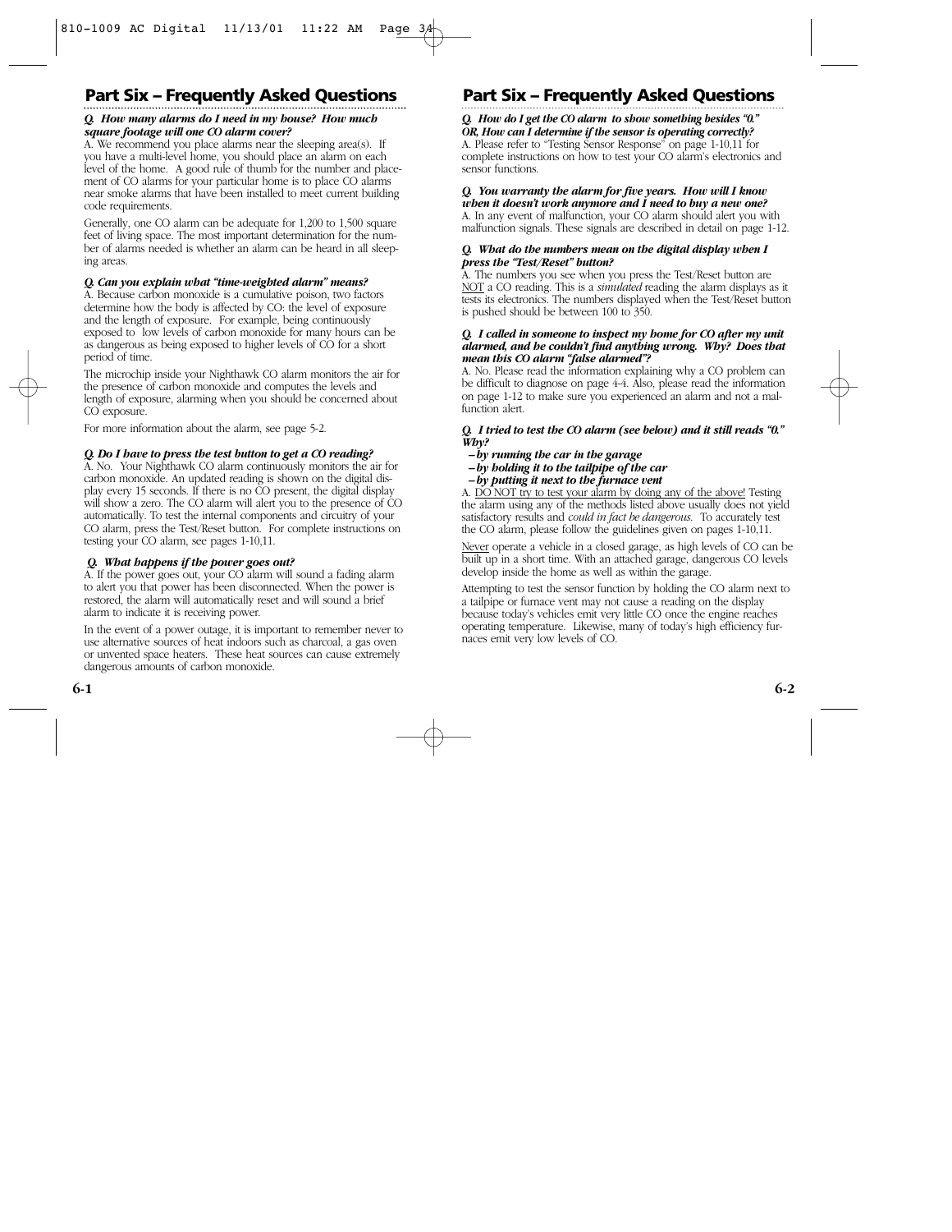## Part Six – Frequently Asked Questions

***Q. How many alarms do I need in my house? How much square footage will one CO alarm cover?***
A. We recommend you place alarms near the sleeping area(s). If you have a multi-level home, you should place an alarm on each level of the home. A good rule of thumb for the number and placement of CO alarms for your particular home is to place CO alarms near smoke alarms that have been installed to meet current building code requirements.

Generally, one CO alarm can be adequate for 1,200 to 1,500 square feet of living space. The most important determination for the number of alarms needed is whether an alarm can be heard in all sleeping areas.

***Q. Can you explain what "time-weighted alarm" means?***
A. Because carbon monoxide is a cumulative poison, two factors determine how the body is affected by CO: the level of exposure and the length of exposure. For example, being continuously exposed to low levels of carbon monoxide for many hours can be as dangerous as being exposed to higher levels of CO for a short period of time.

The microchip inside your Nighthawk CO alarm monitors the air for the presence of carbon monoxide and computes the levels and length of exposure, alarming when you should be concerned about CO exposure.

For more information about the alarm, see page 5-2.

***Q. Do I have to press the test button to get a CO reading?***
A. No. Your Nighthawk CO alarm continuously monitors the air for carbon monoxide. An updated reading is shown on the digital display every 15 seconds. If there is no CO present, the digital display will show a zero. The CO alarm will alert you to the presence of CO automatically. To test the internal components and circuitry of your CO alarm, press the Test/Reset button. For complete instructions on testing your CO alarm, see pages 1-10,11.

***Q. What happens if the power goes out?***
A. If the power goes out, your CO alarm will sound a fading alarm to alert you that power has been disconnected. When the power is restored, the alarm will automatically reset and will sound a brief alarm to indicate it is receiving power.

In the event of a power outage, it is important to remember never to use alternative sources of heat indoors such as charcoal, a gas oven or unvented space heaters. These heat sources can cause extremely dangerous amounts of carbon monoxide.

***Q. How do I get the CO alarm to show something besides "0." OR, How can I determine if the sensor is operating correctly?***
A. Please refer to "Testing Sensor Response" on page 1-10,11 for complete instructions on how to test your CO alarm's electronics and sensor functions.

***Q. You warranty the alarm for five years. How will I know when it doesn't work anymore and I need to buy a new one?***
A. In any event of malfunction, your CO alarm should alert you with malfunction signals. These signals are described in detail on page 1-12.

***Q. What do the numbers mean on the digital display when I press the "Test/Reset" button?***
A. The numbers you see when you press the Test/Reset button are NOT a CO reading. This is a *simulated* reading the alarm displays as it tests its electronics. The numbers displayed when the Test/Reset button is pushed should be between 100 to 350.

***Q. I called in someone to inspect my home for CO after my unit alarmed, and he couldn't find anything wrong. Why? Does that mean this CO alarm "false alarmed"?***
A. No. Please read the information explaining why a CO problem can be difficult to diagnose on page 4-4. Also, please read the information on page 1-12 to make sure you experienced an alarm and not a malfunction alert.

***Q. I tried to test the CO alarm (see below) and it still reads "0." Why?***
***–by running the car in the garage***
***–by holding it to the tailpipe of the car***
***–by putting it next to the furnace vent***

A. DO NOT try to test your alarm by doing any of the above! Testing the alarm using any of the methods listed above usually does not yield satisfactory results and *could in fact be dangerous*. To accurately test the CO alarm, please follow the guidelines given on pages 1-10,11.

Never operate a vehicle in a closed garage, as high levels of CO can be built up in a short time. With an attached garage, dangerous CO levels develop inside the home as well as within the garage.

Attempting to test the sensor function by holding the CO alarm next to a tailpipe or furnace vent may not cause a reading on the display because today's vehicles emit very little CO once the engine reaches operating temperature. Likewise, many of today's high efficiency furnaces emit very low levels of CO.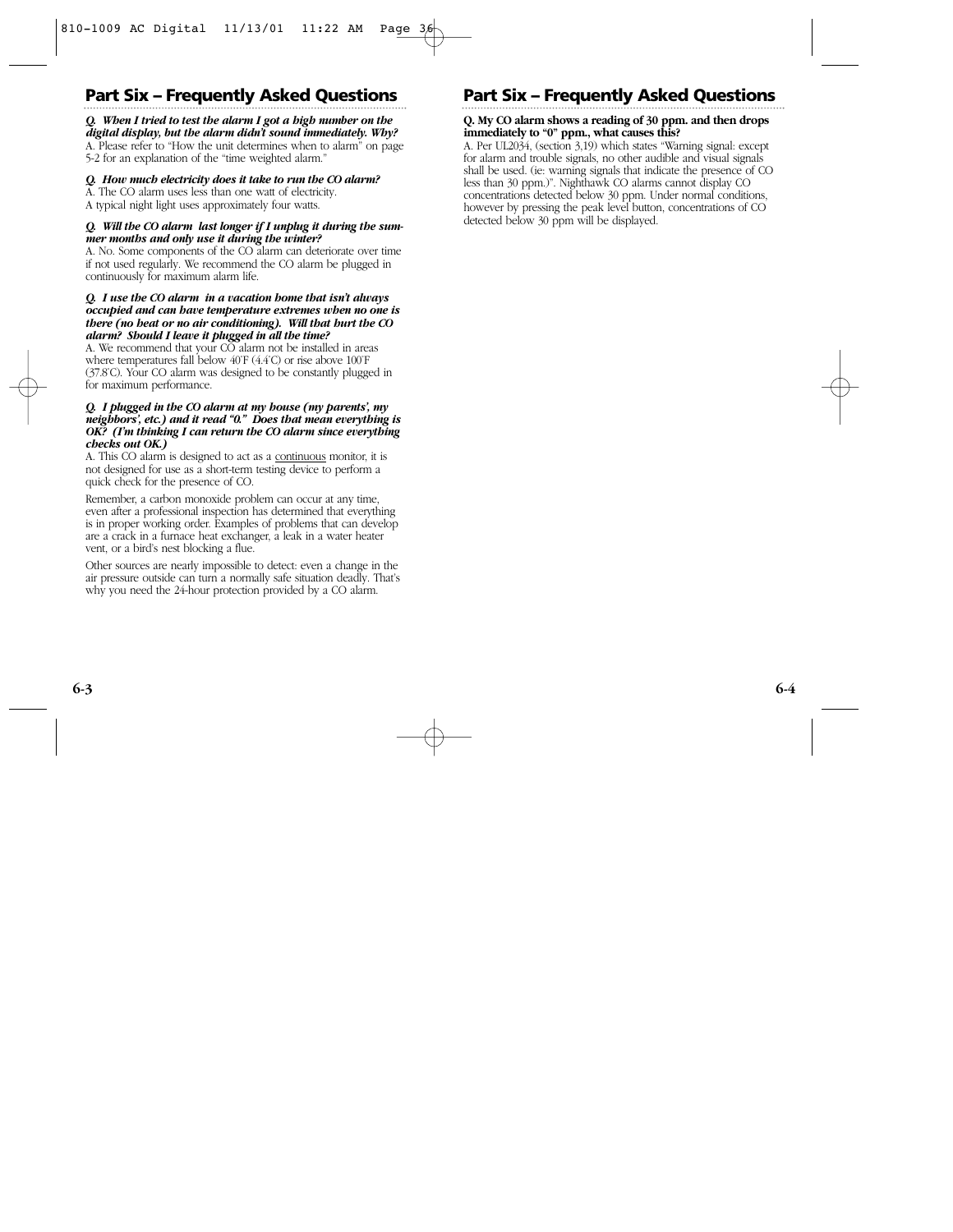## Part Six – Frequently Asked Questions

***Q. When I tried to test the alarm I got a high number on the digital display, but the alarm didn't sound immediately. Why?***

A. Please refer to "How the unit determines when to alarm" on page 5-2 for an explanation of the "time weighted alarm."

***Q. How much electricity does it take to run the CO alarm?***

A. The CO alarm uses less than one watt of electricity.
A typical night light uses approximately four watts.

***Q. Will the CO alarm last longer if I unplug it during the summer months and only use it during the winter?***

A. No. Some components of the CO alarm can deteriorate over time if not used regularly. We recommend the CO alarm be plugged in continuously for maximum alarm life.

***Q. I use the CO alarm in a vacation home that isn't always occupied and can have temperature extremes when no one is there (no heat or no air conditioning). Will that hurt the CO alarm? Should I leave it plugged in all the time?***

A. We recommend that your CO alarm not be installed in areas where temperatures fall below 40˚F (4.4˚C) or rise above 100˚F (37.8˚C). Your CO alarm was designed to be constantly plugged in for maximum performance.

***Q. I plugged in the CO alarm at my house (my parents', my neighbors', etc.) and it read "0." Does that mean everything is OK? (I'm thinking I can return the CO alarm since everything checks out OK.)***

A. This CO alarm is designed to act as a <u>continuous</u> monitor, it is not designed for use as a short-term testing device to perform a quick check for the presence of CO.

Remember, a carbon monoxide problem can occur at any time, even after a professional inspection has determined that everything is in proper working order. Examples of problems that can develop are a crack in a furnace heat exchanger, a leak in a water heater vent, or a bird's nest blocking a flue.

Other sources are nearly impossible to detect: even a change in the air pressure outside can turn a normally safe situation deadly. That's why you need the 24-hour protection provided by a CO alarm.

## Part Six – Frequently Asked Questions

**Q. My CO alarm shows a reading of 30 ppm. and then drops immediately to "0" ppm., what causes this?**

A. Per UL2034, (section 3,19) which states "Warning signal: except for alarm and trouble signals, no other audible and visual signals shall be used. (ie: warning signals that indicate the presence of CO less than 30 ppm.)". Nighthawk CO alarms cannot display CO concentrations detected below 30 ppm. Under normal conditions, however by pressing the peak level button, concentrations of CO detected below 30 ppm will be displayed.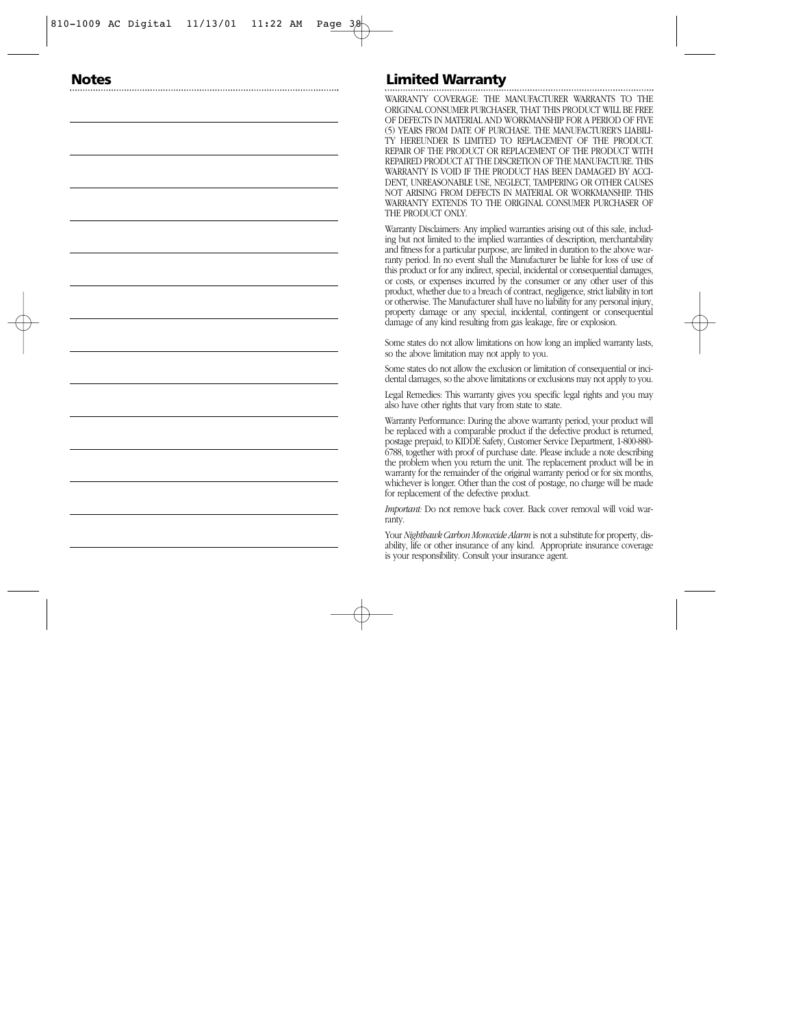## Notes

## Limited Warranty

WARRANTY COVERAGE: THE MANUFACTURER WARRANTS TO THE ORIGINAL CONSUMER PURCHASER, THAT THIS PRODUCT WILL BE FREE OF DEFECTS IN MATERIAL AND WORKMANSHIP FOR A PERIOD OF FIVE (5) YEARS FROM DATE OF PURCHASE. THE MANUFACTURER'S LIABILITY HEREUNDER IS LIMITED TO REPLACEMENT OF THE PRODUCT. REPAIR OF THE PRODUCT OR REPLACEMENT OF THE PRODUCT WITH REPAIRED PRODUCT AT THE DISCRETION OF THE MANUFACTURE. THIS WARRANTY IS VOID IF THE PRODUCT HAS BEEN DAMAGED BY ACCIDENT, UNREASONABLE USE, NEGLECT, TAMPERING OR OTHER CAUSES NOT ARISING FROM DEFECTS IN MATERIAL OR WORKMANSHIP. THIS WARRANTY EXTENDS TO THE ORIGINAL CONSUMER PURCHASER OF THE PRODUCT ONLY.

Warranty Disclaimers: Any implied warranties arising out of this sale, including but not limited to the implied warranties of description, merchantability and fitness for a particular purpose, are limited in duration to the above warranty period. In no event shall the Manufacturer be liable for loss of use of this product or for any indirect, special, incidental or consequential damages, or costs, or expenses incurred by the consumer or any other user of this product, whether due to a breach of contract, negligence, strict liability in tort or otherwise. The Manufacturer shall have no liability for any personal injury, property damage or any special, incidental, contingent or consequential damage of any kind resulting from gas leakage, fire or explosion.

Some states do not allow limitations on how long an implied warranty lasts, so the above limitation may not apply to you.

Some states do not allow the exclusion or limitation of consequential or incidental damages, so the above limitations or exclusions may not apply to you.

Legal Remedies: This warranty gives you specific legal rights and you may also have other rights that vary from state to state.

Warranty Performance: During the above warranty period, your product will be replaced with a comparable product if the defective product is returned, postage prepaid, to KIDDE Safety, Customer Service Department, 1-800-880-6788, together with proof of purchase date. Please include a note describing the problem when you return the unit. The replacement product will be in warranty for the remainder of the original warranty period or for six months, whichever is longer. Other than the cost of postage, no charge will be made for replacement of the defective product.

*Important:* Do not remove back cover. Back cover removal will void warranty.

Your *Nighthawk Carbon Monoxide Alarm* is not a substitute for property, disability, life or other insurance of any kind. Appropriate insurance coverage is your responsibility. Consult your insurance agent.